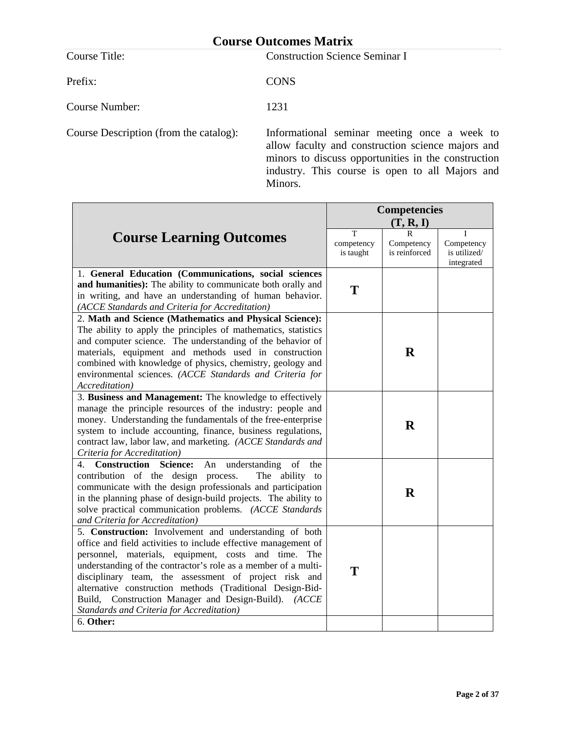# Course Outcomes Matrix

Course Title: Construction Science Seminar I

Prefix: CONS

Course Number: 1231

Course Description (from the catalog): Informational seminar meeting once a week to allow faculty and construction science majors and minors to discuss opportunities in the construction industry. This course is open to all Majors and Minors.

| Course Learning Outcomes | Competencies (T, R, I) | | |
|---|---|---|---|
| | T competency is taught | R Competency is reinforced | I Competency is utilized/ integrated |
| 1. **General Education (Communications, social sciences and humanities):** The ability to communicate both orally and in writing, and have an understanding of human behavior. *(ACCE Standards and Criteria for Accreditation)* | **T** | | |
| 2. **Math and Science (Mathematics and Physical Science):** The ability to apply the principles of mathematics, statistics and computer science. The understanding of the behavior of materials, equipment and methods used in construction combined with knowledge of physics, chemistry, geology and environmental sciences. *(ACCE Standards and Criteria for Accreditation)* | | **R** | |
| 3. **Business and Management:** The knowledge to effectively manage the principle resources of the industry: people and money. Understanding the fundamentals of the free-enterprise system to include accounting, finance, business regulations, contract law, labor law, and marketing. *(ACCE Standards and Criteria for Accreditation)* | | **R** | |
| 4. **Construction Science:** An understanding of the contribution of the design process. The ability to communicate with the design professionals and participation in the planning phase of design-build projects. The ability to solve practical communication problems. *(ACCE Standards and Criteria for Accreditation)* | | **R** | |
| 5. **Construction:** Involvement and understanding of both office and field activities to include effective management of personnel, materials, equipment, costs and time. The understanding of the contractor's role as a member of a multi-disciplinary team, the assessment of project risk and alternative construction methods (Traditional Design-Bid-Build, Construction Manager and Design-Build). *(ACCE Standards and Criteria for Accreditation)* | **T** | | |
| 6. **Other:** | | | |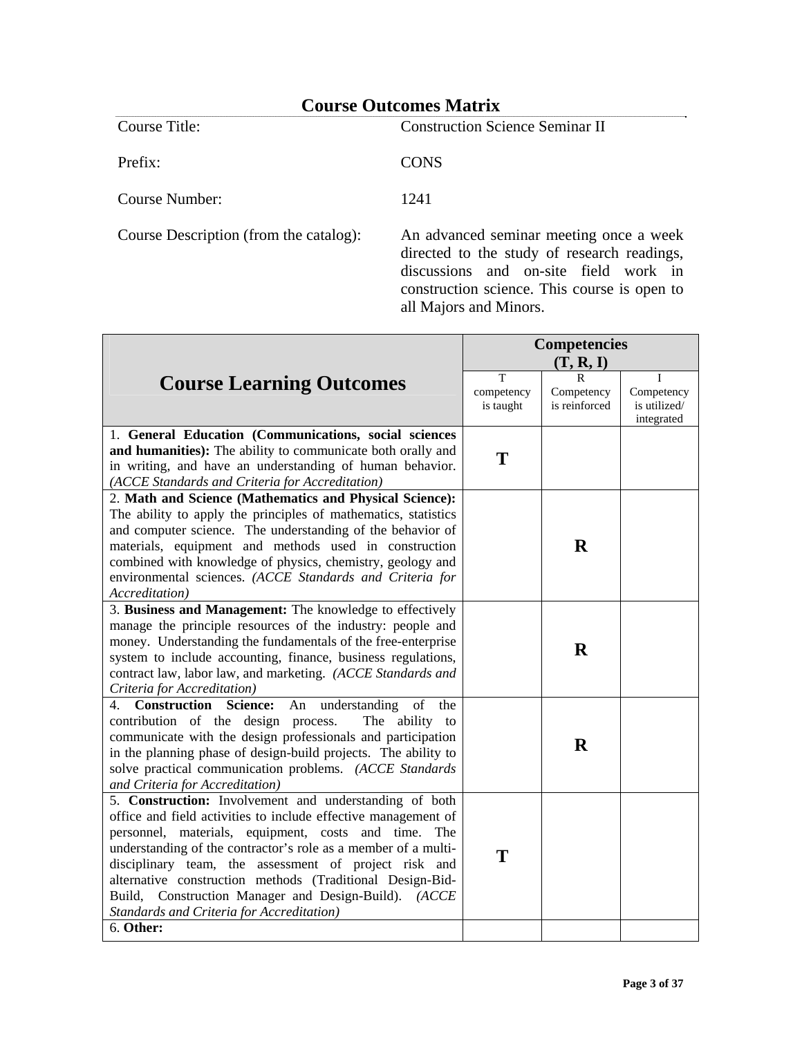# Course Outcomes Matrix

| | |
|---|---|
| Course Title: | Construction Science Seminar II |
| Prefix: | CONS |
| Course Number: | 1241 |
| Course Description (from the catalog): | An advanced seminar meeting once a week directed to the study of research readings, discussions and on-site field work in construction science. This course is open to all Majors and Minors. |

| Course Learning Outcomes | Competencies (T, R, I) | | |
|---|---|---|---|
| | T competency is taught | R Competency is reinforced | I Competency is utilized/ integrated |
| 1. **General Education (Communications, social sciences and humanities):** The ability to communicate both orally and in writing, and have an understanding of human behavior. *(ACCE Standards and Criteria for Accreditation)* | **T** | | |
| 2. **Math and Science (Mathematics and Physical Science):** The ability to apply the principles of mathematics, statistics and computer science. The understanding of the behavior of materials, equipment and methods used in construction combined with knowledge of physics, chemistry, geology and environmental sciences. *(ACCE Standards and Criteria for Accreditation)* | | **R** | |
| 3. **Business and Management:** The knowledge to effectively manage the principle resources of the industry: people and money. Understanding the fundamentals of the free-enterprise system to include accounting, finance, business regulations, contract law, labor law, and marketing. *(ACCE Standards and Criteria for Accreditation)* | | **R** | |
| 4. **Construction Science:** An understanding of the contribution of the design process. The ability to communicate with the design professionals and participation in the planning phase of design-build projects. The ability to solve practical communication problems. *(ACCE Standards and Criteria for Accreditation)* | | **R** | |
| 5. **Construction:** Involvement and understanding of both office and field activities to include effective management of personnel, materials, equipment, costs and time. The understanding of the contractor's role as a member of a multi-disciplinary team, the assessment of project risk and alternative construction methods (Traditional Design-Bid-Build, Construction Manager and Design-Build). *(ACCE Standards and Criteria for Accreditation)* | **T** | | |
| 6. **Other:** | | | |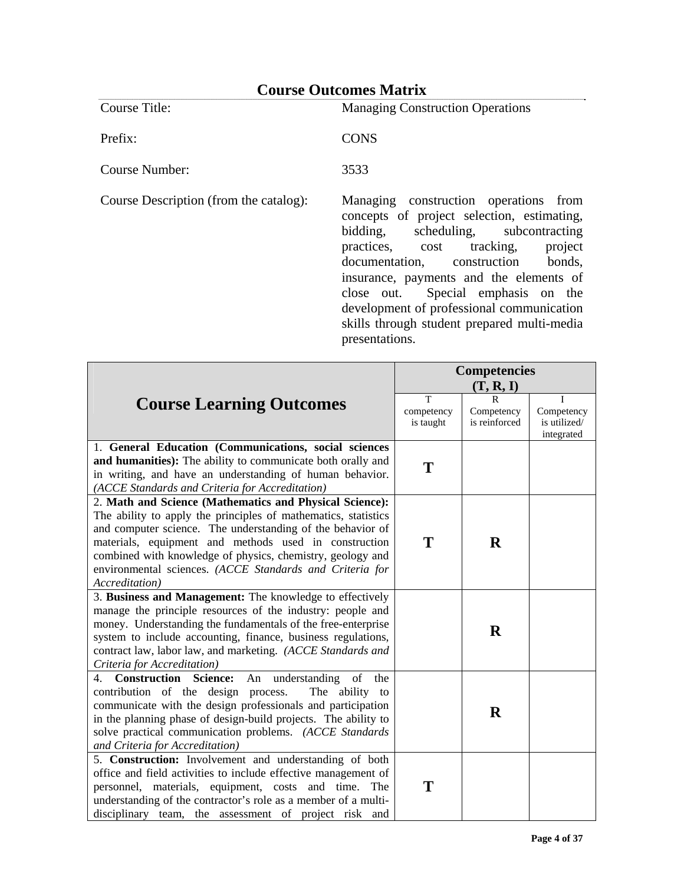## Course Outcomes Matrix

| | |
|---|---|
| Course Title: | Managing Construction Operations |
| Prefix: | CONS |
| Course Number: | 3533 |
| Course Description (from the catalog): | Managing construction operations from concepts of project selection, estimating, bidding, scheduling, subcontracting practices, cost tracking, project documentation, construction bonds, insurance, payments and the elements of close out. Special emphasis on the development of professional communication skills through student prepared multi-media presentations. |

| Course Learning Outcomes | Competencies (T, R, I) | | |
|---|---|---|---|
| | T competency is taught | R Competency is reinforced | I Competency is utilized/ integrated |
| 1. **General Education (Communications, social sciences and humanities):** The ability to communicate both orally and in writing, and have an understanding of human behavior. *(ACCE Standards and Criteria for Accreditation)* | **T** | | |
| 2. **Math and Science (Mathematics and Physical Science):** The ability to apply the principles of mathematics, statistics and computer science. The understanding of the behavior of materials, equipment and methods used in construction combined with knowledge of physics, chemistry, geology and environmental sciences. *(ACCE Standards and Criteria for Accreditation)* | **T** | **R** | |
| 3. **Business and Management:** The knowledge to effectively manage the principle resources of the industry: people and money. Understanding the fundamentals of the free-enterprise system to include accounting, finance, business regulations, contract law, labor law, and marketing. *(ACCE Standards and Criteria for Accreditation)* | | **R** | |
| 4. **Construction Science:** An understanding of the contribution of the design process. The ability to communicate with the design professionals and participation in the planning phase of design-build projects. The ability to solve practical communication problems. *(ACCE Standards and Criteria for Accreditation)* | | **R** | |
| 5. **Construction:** Involvement and understanding of both office and field activities to include effective management of personnel, materials, equipment, costs and time. The understanding of the contractor's role as a member of a multi-disciplinary team, the assessment of project risk and | **T** | | |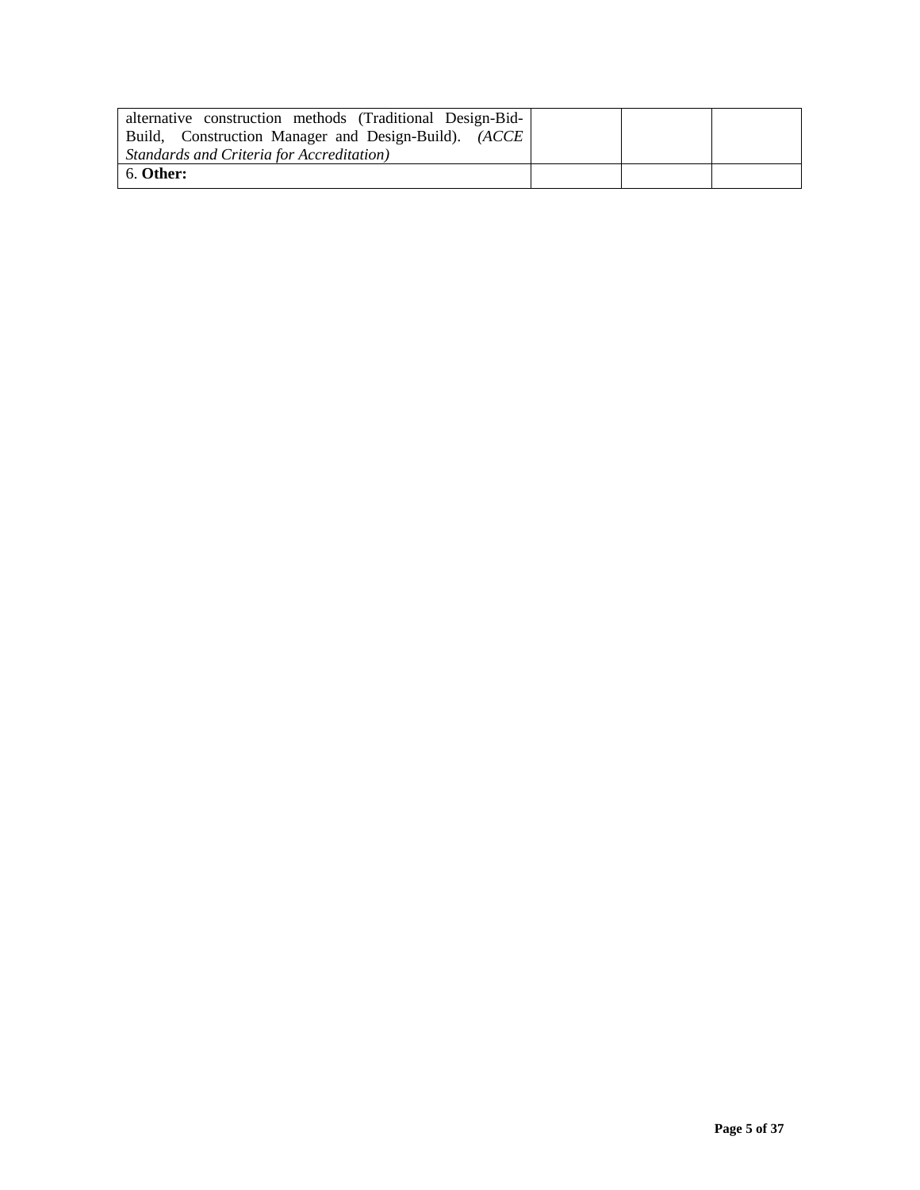| | | | |
|---|---|---|---|
| alternative construction methods (Traditional Design-Bid-Build, Construction Manager and Design-Build). *(ACCE Standards and Criteria for Accreditation)* | | | |
| 6. **Other:** | | | |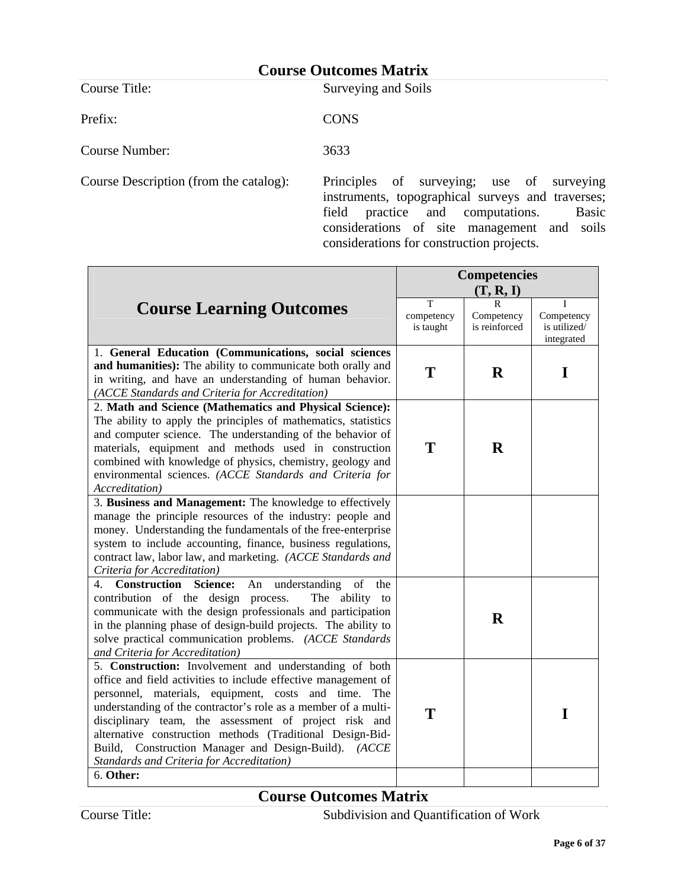## Course Outcomes Matrix

Course Title: Surveying and Soils

Prefix: CONS

Course Number: 3633

Course Description (from the catalog): Principles of surveying; use of surveying instruments, topographical surveys and traverses; field practice and computations. Basic considerations of site management and soils considerations for construction projects.

| Course Learning Outcomes | Competencies (T, R, I) | | |
|---|---|---|---|
| | T competency is taught | R Competency is reinforced | I Competency is utilized/ integrated |
| 1. **General Education (Communications, social sciences and humanities):** The ability to communicate both orally and in writing, and have an understanding of human behavior. *(ACCE Standards and Criteria for Accreditation)* | **T** | **R** | **I** |
| 2. **Math and Science (Mathematics and Physical Science):** The ability to apply the principles of mathematics, statistics and computer science. The understanding of the behavior of materials, equipment and methods used in construction combined with knowledge of physics, chemistry, geology and environmental sciences. *(ACCE Standards and Criteria for Accreditation)* | **T** | **R** | |
| 3. **Business and Management:** The knowledge to effectively manage the principle resources of the industry: people and money. Understanding the fundamentals of the free-enterprise system to include accounting, finance, business regulations, contract law, labor law, and marketing. *(ACCE Standards and Criteria for Accreditation)* | | | |
| 4. **Construction Science:** An understanding of the contribution of the design process. The ability to communicate with the design professionals and participation in the planning phase of design-build projects. The ability to solve practical communication problems. *(ACCE Standards and Criteria for Accreditation)* | | **R** | |
| 5. **Construction:** Involvement and understanding of both office and field activities to include effective management of personnel, materials, equipment, costs and time. The understanding of the contractor's role as a member of a multi-disciplinary team, the assessment of project risk and alternative construction methods (Traditional Design-Bid-Build, Construction Manager and Design-Build). *(ACCE Standards and Criteria for Accreditation)* | **T** | | **I** |
| 6. **Other:** | | | |

## Course Outcomes Matrix

Course Title: Subdivision and Quantification of Work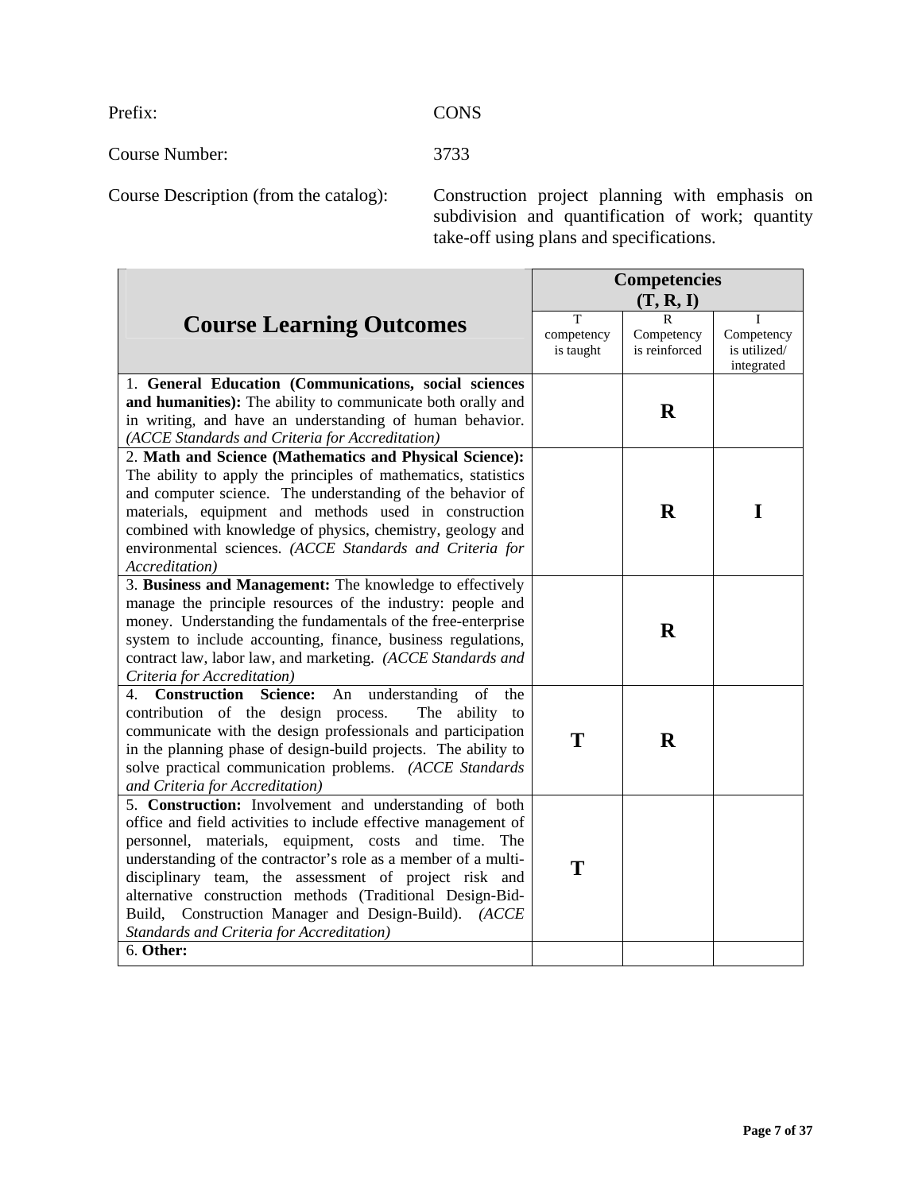Prefix: CONS

Course Number: 3733

Course Description (from the catalog): Construction project planning with emphasis on subdivision and quantification of work; quantity take-off using plans and specifications.

| Course Learning Outcomes | Competencies (T, R, I) | | |
|---|---|---|---|
| | T competency is taught | R Competency is reinforced | I Competency is utilized/ integrated |
| 1. **General Education (Communications, social sciences and humanities):** The ability to communicate both orally and in writing, and have an understanding of human behavior. *(ACCE Standards and Criteria for Accreditation)* | | **R** | |
| 2. **Math and Science (Mathematics and Physical Science):** The ability to apply the principles of mathematics, statistics and computer science. The understanding of the behavior of materials, equipment and methods used in construction combined with knowledge of physics, chemistry, geology and environmental sciences. *(ACCE Standards and Criteria for Accreditation)* | | **R** | **I** |
| 3. **Business and Management:** The knowledge to effectively manage the principle resources of the industry: people and money. Understanding the fundamentals of the free-enterprise system to include accounting, finance, business regulations, contract law, labor law, and marketing. *(ACCE Standards and Criteria for Accreditation)* | | **R** | |
| 4. **Construction Science:** An understanding of the contribution of the design process. The ability to communicate with the design professionals and participation in the planning phase of design-build projects. The ability to solve practical communication problems. *(ACCE Standards and Criteria for Accreditation)* | **T** | **R** | |
| 5. **Construction:** Involvement and understanding of both office and field activities to include effective management of personnel, materials, equipment, costs and time. The understanding of the contractor's role as a member of a multi-disciplinary team, the assessment of project risk and alternative construction methods (Traditional Design-Bid-Build, Construction Manager and Design-Build). *(ACCE Standards and Criteria for Accreditation)* | **T** | | |
| 6. **Other:** | | | |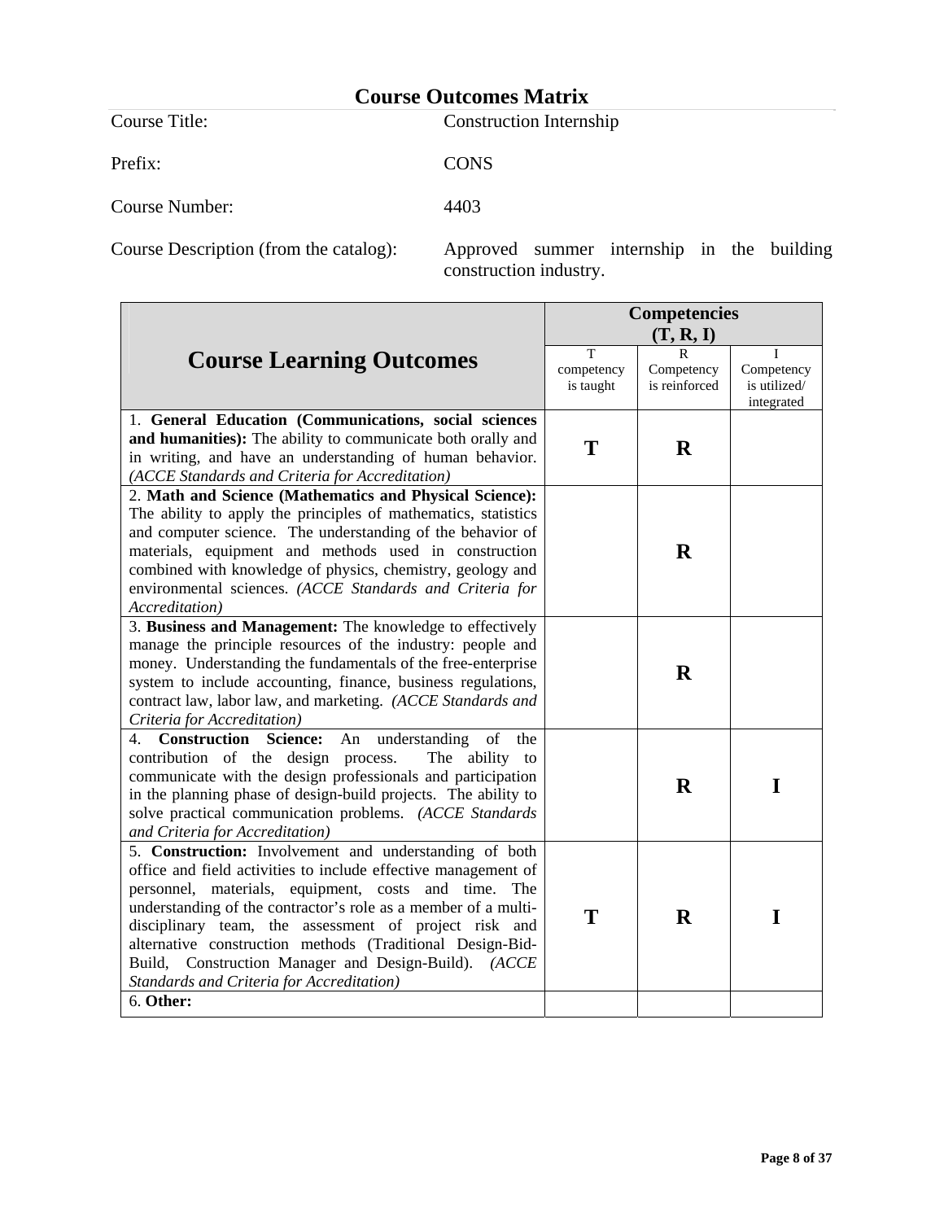# Course Outcomes Matrix

Course Title: Construction Internship

Prefix: CONS

Course Number: 4403

Course Description (from the catalog): Approved summer internship in the building construction industry.

| Course Learning Outcomes | Competencies (T, R, I) | | |
|---|---|---|---|
| | T competency is taught | R Competency is reinforced | I Competency is utilized/ integrated |
| 1. **General Education (Communications, social sciences and humanities):** The ability to communicate both orally and in writing, and have an understanding of human behavior. *(ACCE Standards and Criteria for Accreditation)* | **T** | **R** | |
| 2. **Math and Science (Mathematics and Physical Science):** The ability to apply the principles of mathematics, statistics and computer science. The understanding of the behavior of materials, equipment and methods used in construction combined with knowledge of physics, chemistry, geology and environmental sciences. *(ACCE Standards and Criteria for Accreditation)* | | **R** | |
| 3. **Business and Management:** The knowledge to effectively manage the principle resources of the industry: people and money. Understanding the fundamentals of the free-enterprise system to include accounting, finance, business regulations, contract law, labor law, and marketing. *(ACCE Standards and Criteria for Accreditation)* | | **R** | |
| 4. **Construction Science:** An understanding of the contribution of the design process. The ability to communicate with the design professionals and participation in the planning phase of design-build projects. The ability to solve practical communication problems. *(ACCE Standards and Criteria for Accreditation)* | | **R** | **I** |
| 5. **Construction:** Involvement and understanding of both office and field activities to include effective management of personnel, materials, equipment, costs and time. The understanding of the contractor's role as a member of a multi-disciplinary team, the assessment of project risk and alternative construction methods (Traditional Design-Bid-Build, Construction Manager and Design-Build). *(ACCE Standards and Criteria for Accreditation)* | **T** | **R** | **I** |
| 6. **Other:** | | | |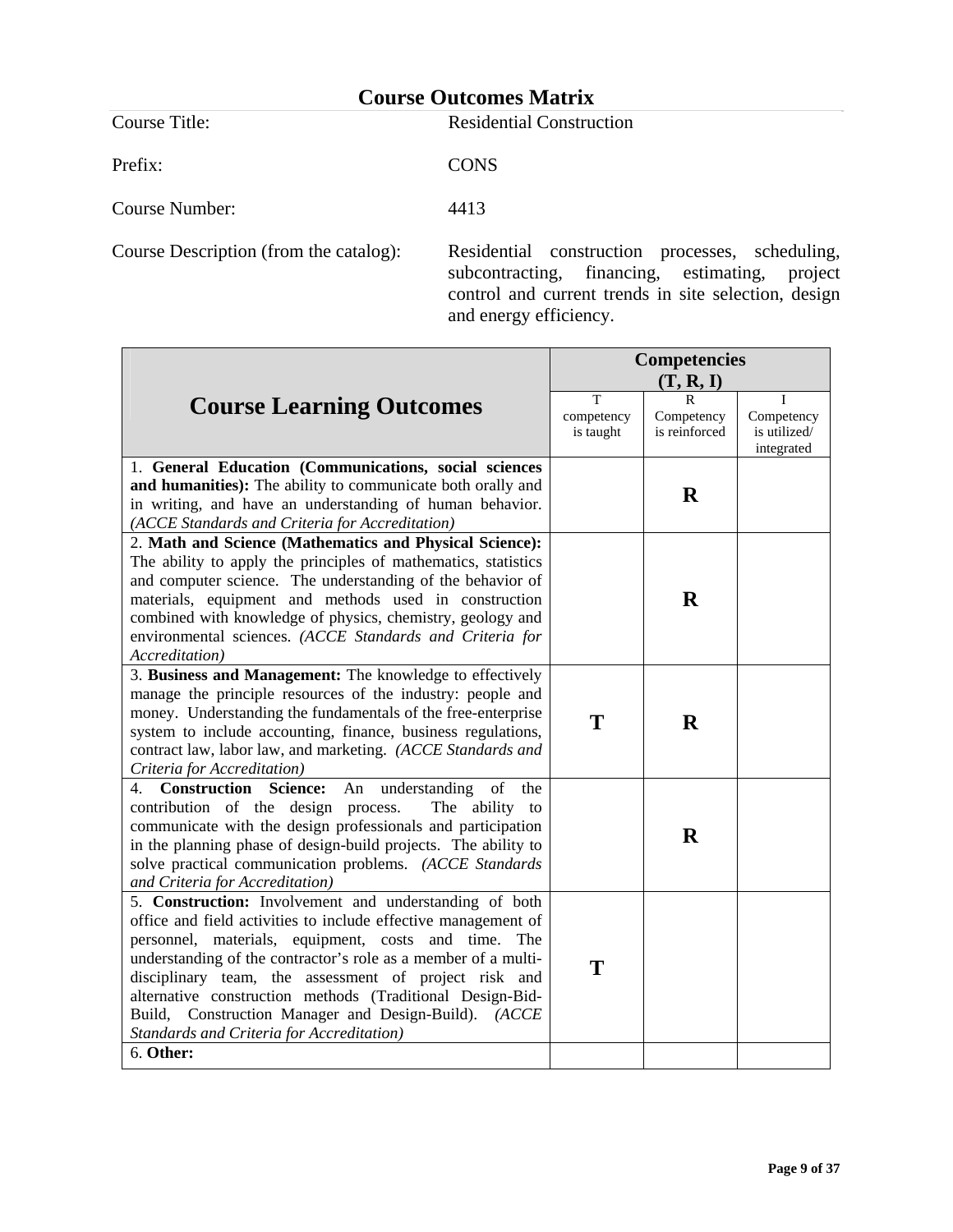## Course Outcomes Matrix

| | |
|---|---|
| Course Title: | Residential Construction |
| Prefix: | CONS |
| Course Number: | 4413 |
| Course Description (from the catalog): | Residential construction processes, scheduling, subcontracting, financing, estimating, project control and current trends in site selection, design and energy efficiency. |

| Course Learning Outcomes | Competencies (T, R, I) | | |
|---|---|---|---|
| | T competency is taught | R Competency is reinforced | I Competency is utilized/ integrated |
| 1. **General Education (Communications, social sciences and humanities):** The ability to communicate both orally and in writing, and have an understanding of human behavior. *(ACCE Standards and Criteria for Accreditation)* | | **R** | |
| 2. **Math and Science (Mathematics and Physical Science):** The ability to apply the principles of mathematics, statistics and computer science. The understanding of the behavior of materials, equipment and methods used in construction combined with knowledge of physics, chemistry, geology and environmental sciences. *(ACCE Standards and Criteria for Accreditation)* | | **R** | |
| 3. **Business and Management:** The knowledge to effectively manage the principle resources of the industry: people and money. Understanding the fundamentals of the free-enterprise system to include accounting, finance, business regulations, contract law, labor law, and marketing. *(ACCE Standards and Criteria for Accreditation)* | **T** | **R** | |
| 4. **Construction Science:** An understanding of the contribution of the design process. The ability to communicate with the design professionals and participation in the planning phase of design-build projects. The ability to solve practical communication problems. *(ACCE Standards and Criteria for Accreditation)* | | **R** | |
| 5. **Construction:** Involvement and understanding of both office and field activities to include effective management of personnel, materials, equipment, costs and time. The understanding of the contractor's role as a member of a multi-disciplinary team, the assessment of project risk and alternative construction methods (Traditional Design-Bid-Build, Construction Manager and Design-Build). *(ACCE Standards and Criteria for Accreditation)* | **T** | | |
| 6. **Other:** | | | |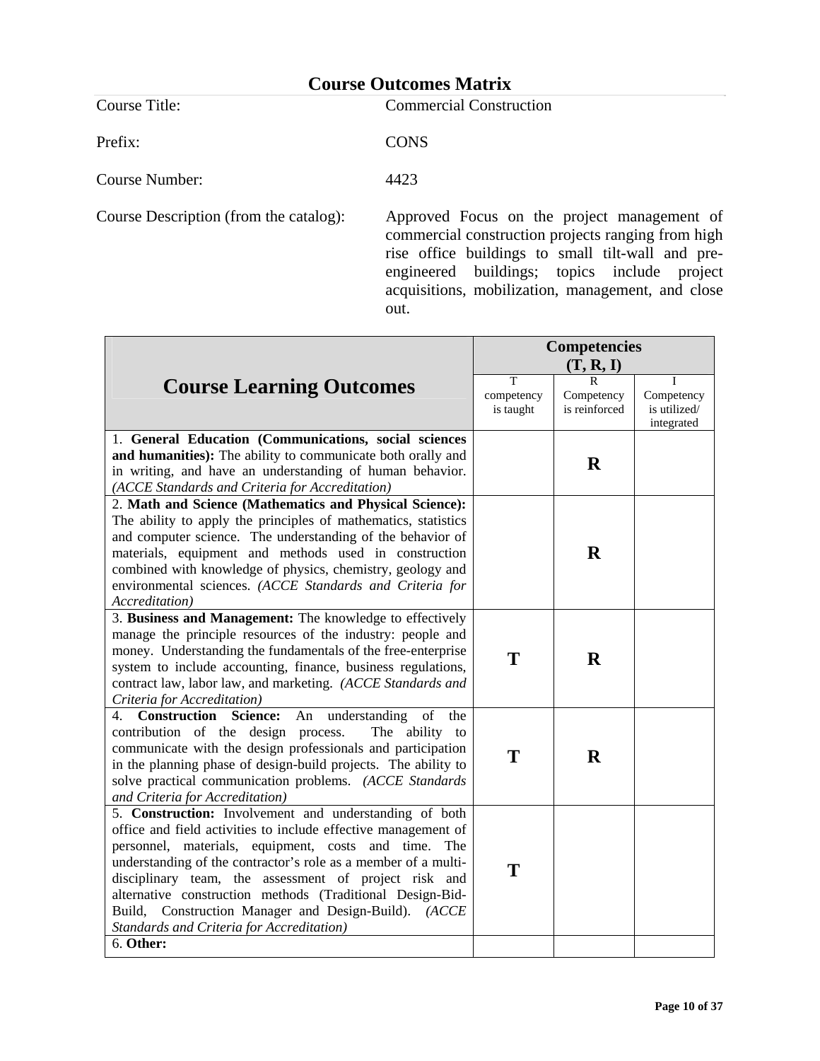## Course Outcomes Matrix

Course Title: Commercial Construction

Prefix: CONS

Course Number: 4423

Course Description (from the catalog): Approved Focus on the project management of commercial construction projects ranging from high rise office buildings to small tilt-wall and pre-engineered buildings; topics include project acquisitions, mobilization, management, and close out.

| Course Learning Outcomes | Competencies (T, R, I) | | |
|---|---|---|---|
| | T competency is taught | R Competency is reinforced | I Competency is utilized/ integrated |
| 1. **General Education (Communications, social sciences and humanities):** The ability to communicate both orally and in writing, and have an understanding of human behavior. *(ACCE Standards and Criteria for Accreditation)* | | **R** | |
| 2. **Math and Science (Mathematics and Physical Science):** The ability to apply the principles of mathematics, statistics and computer science. The understanding of the behavior of materials, equipment and methods used in construction combined with knowledge of physics, chemistry, geology and environmental sciences. *(ACCE Standards and Criteria for Accreditation)* | | **R** | |
| 3. **Business and Management:** The knowledge to effectively manage the principle resources of the industry: people and money. Understanding the fundamentals of the free-enterprise system to include accounting, finance, business regulations, contract law, labor law, and marketing. *(ACCE Standards and Criteria for Accreditation)* | **T** | **R** | |
| 4. **Construction Science:** An understanding of the contribution of the design process. The ability to communicate with the design professionals and participation in the planning phase of design-build projects. The ability to solve practical communication problems. *(ACCE Standards and Criteria for Accreditation)* | **T** | **R** | |
| 5. **Construction:** Involvement and understanding of both office and field activities to include effective management of personnel, materials, equipment, costs and time. The understanding of the contractor's role as a member of a multi-disciplinary team, the assessment of project risk and alternative construction methods (Traditional Design-Bid-Build, Construction Manager and Design-Build). *(ACCE Standards and Criteria for Accreditation)* | **T** | | |
| 6. **Other:** | | | |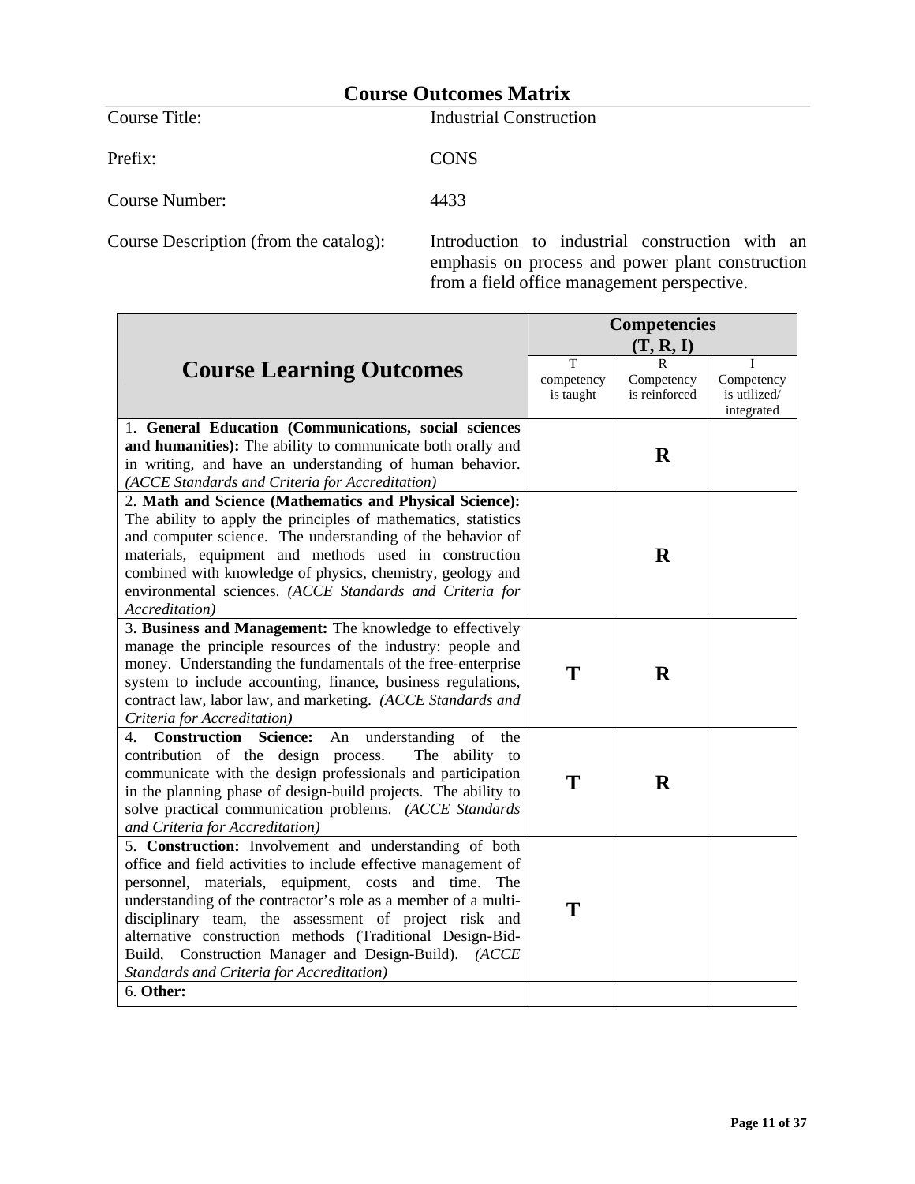# Course Outcomes Matrix

| | |
|---|---|
| Course Title: | Industrial Construction |
| Prefix: | CONS |
| Course Number: | 4433 |
| Course Description (from the catalog): | Introduction to industrial construction with an emphasis on process and power plant construction from a field office management perspective. |

| Course Learning Outcomes | Competencies (T, R, I) | | |
|---|---|---|---|
| | T competency is taught | R Competency is reinforced | I Competency is utilized/ integrated |
| 1. **General Education (Communications, social sciences and humanities):** The ability to communicate both orally and in writing, and have an understanding of human behavior. *(ACCE Standards and Criteria for Accreditation)* | | **R** | |
| 2. **Math and Science (Mathematics and Physical Science):** The ability to apply the principles of mathematics, statistics and computer science. The understanding of the behavior of materials, equipment and methods used in construction combined with knowledge of physics, chemistry, geology and environmental sciences. *(ACCE Standards and Criteria for Accreditation)* | | **R** | |
| 3. **Business and Management:** The knowledge to effectively manage the principle resources of the industry: people and money. Understanding the fundamentals of the free-enterprise system to include accounting, finance, business regulations, contract law, labor law, and marketing. *(ACCE Standards and Criteria for Accreditation)* | **T** | **R** | |
| 4. **Construction Science:** An understanding of the contribution of the design process. The ability to communicate with the design professionals and participation in the planning phase of design-build projects. The ability to solve practical communication problems. *(ACCE Standards and Criteria for Accreditation)* | **T** | **R** | |
| 5. **Construction:** Involvement and understanding of both office and field activities to include effective management of personnel, materials, equipment, costs and time. The understanding of the contractor's role as a member of a multi-disciplinary team, the assessment of project risk and alternative construction methods (Traditional Design-Bid-Build, Construction Manager and Design-Build). *(ACCE Standards and Criteria for Accreditation)* | **T** | | |
| 6. **Other:** | | | |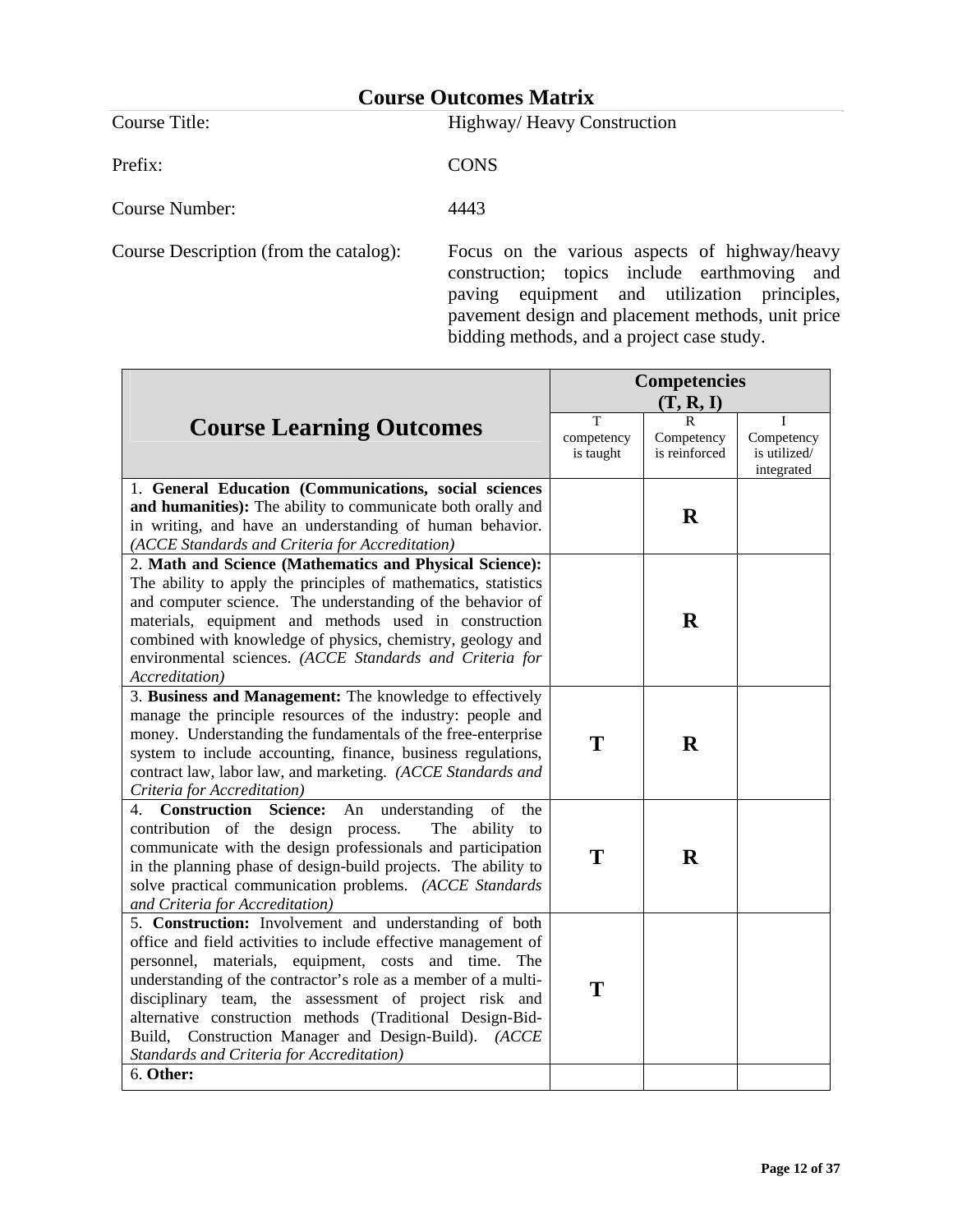## Course Outcomes Matrix

| | |
|---|---|
| Course Title: | Highway/ Heavy Construction |
| Prefix: | CONS |
| Course Number: | 4443 |
| Course Description (from the catalog): | Focus on the various aspects of highway/heavy construction; topics include earthmoving and paving equipment and utilization principles, pavement design and placement methods, unit price bidding methods, and a project case study. |

| Course Learning Outcomes | Competencies (T, R, I) | | |
|---|---|---|---|
| | T competency is taught | R Competency is reinforced | I Competency is utilized/ integrated |
| 1. **General Education (Communications, social sciences and humanities):** The ability to communicate both orally and in writing, and have an understanding of human behavior. *(ACCE Standards and Criteria for Accreditation)* | | **R** | |
| 2. **Math and Science (Mathematics and Physical Science):** The ability to apply the principles of mathematics, statistics and computer science. The understanding of the behavior of materials, equipment and methods used in construction combined with knowledge of physics, chemistry, geology and environmental sciences. *(ACCE Standards and Criteria for Accreditation)* | | **R** | |
| 3. **Business and Management:** The knowledge to effectively manage the principle resources of the industry: people and money. Understanding the fundamentals of the free-enterprise system to include accounting, finance, business regulations, contract law, labor law, and marketing. *(ACCE Standards and Criteria for Accreditation)* | **T** | **R** | |
| 4. **Construction Science:** An understanding of the contribution of the design process. The ability to communicate with the design professionals and participation in the planning phase of design-build projects. The ability to solve practical communication problems. *(ACCE Standards and Criteria for Accreditation)* | **T** | **R** | |
| 5. **Construction:** Involvement and understanding of both office and field activities to include effective management of personnel, materials, equipment, costs and time. The understanding of the contractor's role as a member of a multi-disciplinary team, the assessment of project risk and alternative construction methods (Traditional Design-Bid-Build, Construction Manager and Design-Build). *(ACCE Standards and Criteria for Accreditation)* | **T** | | |
| 6. **Other:** | | | |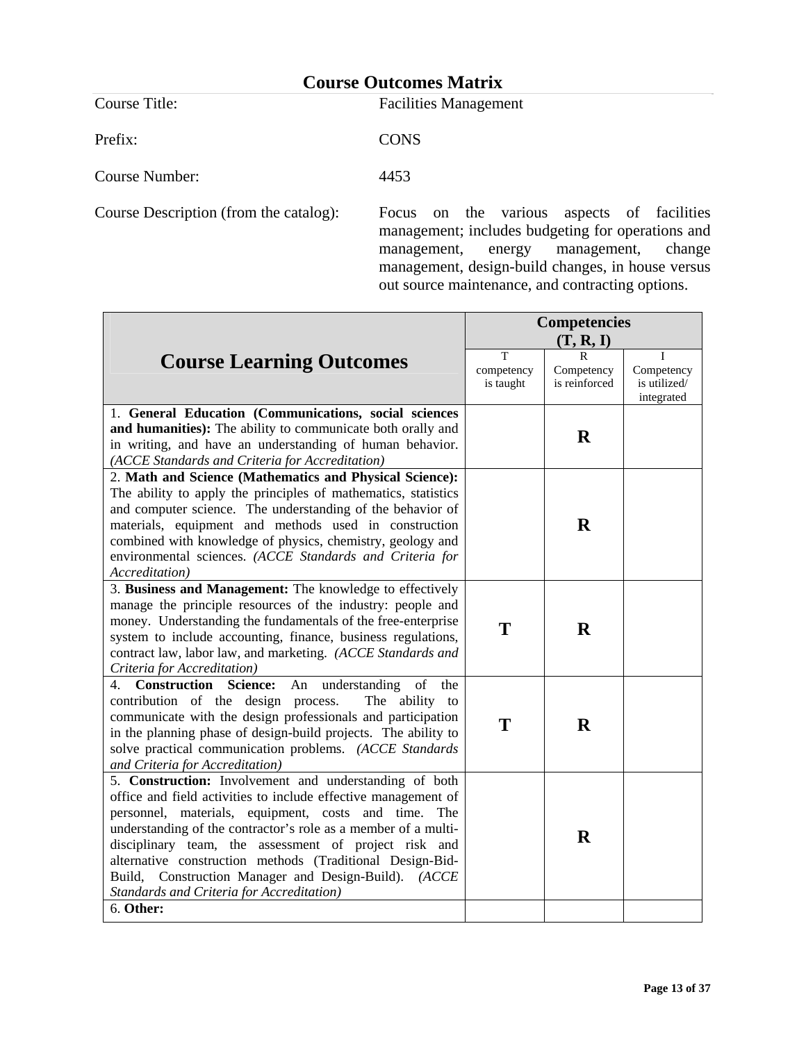## Course Outcomes Matrix

Course Title: Facilities Management

Prefix: CONS

Course Number: 4453

Course Description (from the catalog): Focus on the various aspects of facilities management; includes budgeting for operations and management, energy management, change management, design-build changes, in house versus out source maintenance, and contracting options.

| Course Learning Outcomes | Competencies (T, R, I) | | |
|---|---|---|---|
| | T competency is taught | R Competency is reinforced | I Competency is utilized/ integrated |
| 1. **General Education (Communications, social sciences and humanities):** The ability to communicate both orally and in writing, and have an understanding of human behavior. *(ACCE Standards and Criteria for Accreditation)* | | **R** | |
| 2. **Math and Science (Mathematics and Physical Science):** The ability to apply the principles of mathematics, statistics and computer science. The understanding of the behavior of materials, equipment and methods used in construction combined with knowledge of physics, chemistry, geology and environmental sciences. *(ACCE Standards and Criteria for Accreditation)* | | **R** | |
| 3. **Business and Management:** The knowledge to effectively manage the principle resources of the industry: people and money. Understanding the fundamentals of the free-enterprise system to include accounting, finance, business regulations, contract law, labor law, and marketing. *(ACCE Standards and Criteria for Accreditation)* | **T** | **R** | |
| 4. **Construction Science:** An understanding of the contribution of the design process. The ability to communicate with the design professionals and participation in the planning phase of design-build projects. The ability to solve practical communication problems. *(ACCE Standards and Criteria for Accreditation)* | **T** | **R** | |
| 5. **Construction:** Involvement and understanding of both office and field activities to include effective management of personnel, materials, equipment, costs and time. The understanding of the contractor's role as a member of a multi-disciplinary team, the assessment of project risk and alternative construction methods (Traditional Design-Bid-Build, Construction Manager and Design-Build). *(ACCE Standards and Criteria for Accreditation)* | | **R** | |
| 6. **Other:** | | | |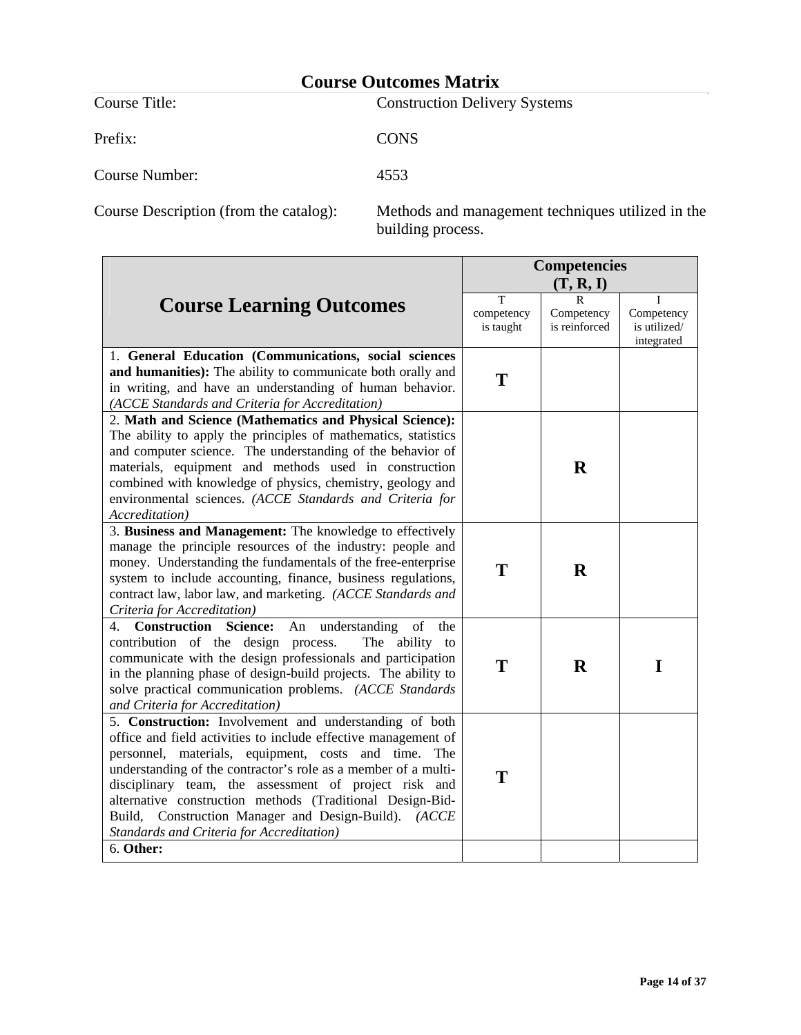# Course Outcomes Matrix

| | |
|---|---|
| Course Title: | Construction Delivery Systems |
| Prefix: | CONS |
| Course Number: | 4553 |
| Course Description (from the catalog): | Methods and management techniques utilized in the building process. |

| Course Learning Outcomes | Competencies (T, R, I) | | |
|---|---|---|---|
| | T competency is taught | R Competency is reinforced | I Competency is utilized/ integrated |
| 1. **General Education (Communications, social sciences and humanities):** The ability to communicate both orally and in writing, and have an understanding of human behavior. *(ACCE Standards and Criteria for Accreditation)* | **T** | | |
| 2. **Math and Science (Mathematics and Physical Science):** The ability to apply the principles of mathematics, statistics and computer science. The understanding of the behavior of materials, equipment and methods used in construction combined with knowledge of physics, chemistry, geology and environmental sciences. *(ACCE Standards and Criteria for Accreditation)* | | **R** | |
| 3. **Business and Management:** The knowledge to effectively manage the principle resources of the industry: people and money. Understanding the fundamentals of the free-enterprise system to include accounting, finance, business regulations, contract law, labor law, and marketing. *(ACCE Standards and Criteria for Accreditation)* | **T** | **R** | |
| 4. **Construction Science:** An understanding of the contribution of the design process. The ability to communicate with the design professionals and participation in the planning phase of design-build projects. The ability to solve practical communication problems. *(ACCE Standards and Criteria for Accreditation)* | **T** | **R** | **I** |
| 5. **Construction:** Involvement and understanding of both office and field activities to include effective management of personnel, materials, equipment, costs and time. The understanding of the contractor's role as a member of a multi-disciplinary team, the assessment of project risk and alternative construction methods (Traditional Design-Bid-Build, Construction Manager and Design-Build). *(ACCE Standards and Criteria for Accreditation)* | **T** | | |
| 6. **Other:** | | | |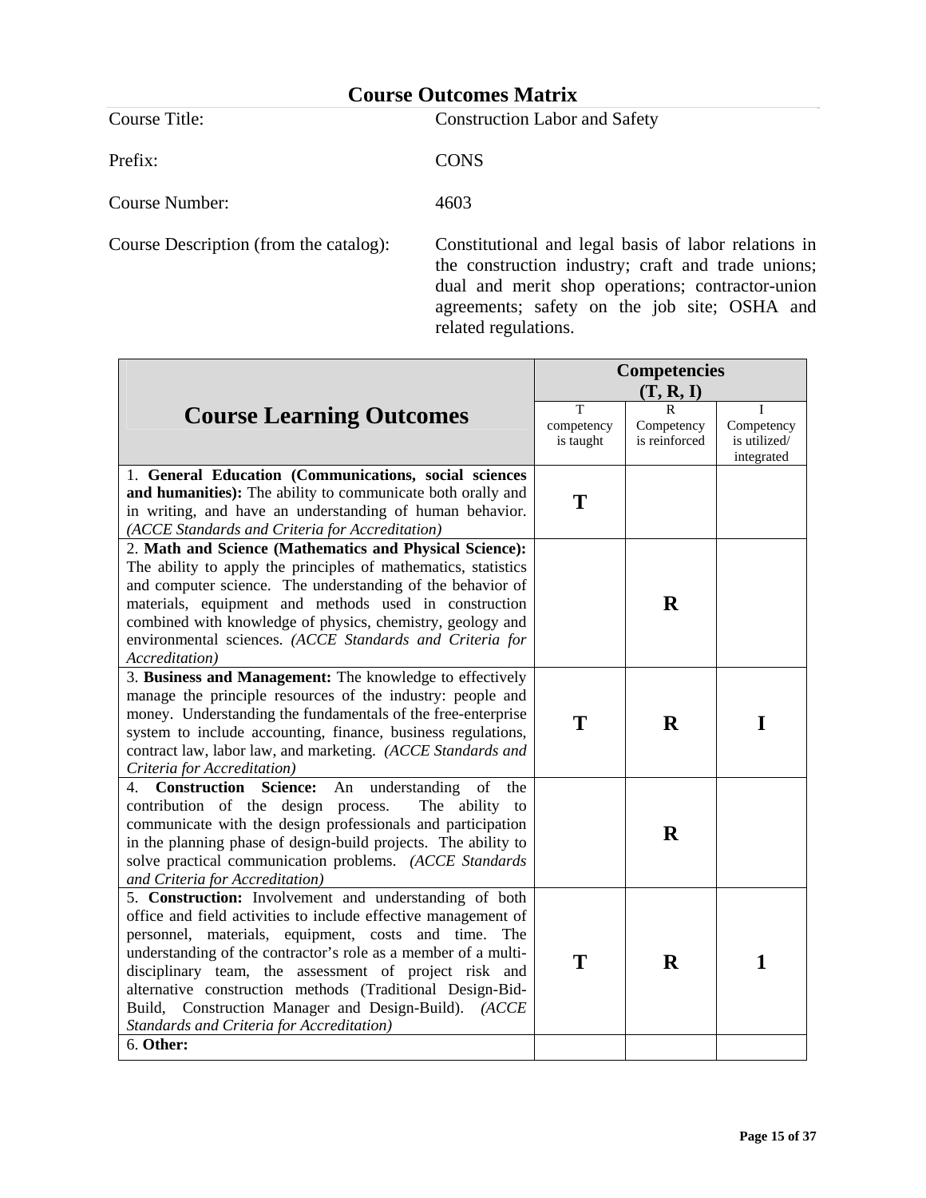# Course Outcomes Matrix

Course Title: Construction Labor and Safety

Prefix: CONS

Course Number: 4603

Course Description (from the catalog): Constitutional and legal basis of labor relations in the construction industry; craft and trade unions; dual and merit shop operations; contractor-union agreements; safety on the job site; OSHA and related regulations.

| Course Learning Outcomes | Competencies (T, R, I) | | |
|---|---|---|---|
| | T competency is taught | R Competency is reinforced | I Competency is utilized/ integrated |
| 1. **General Education (Communications, social sciences and humanities):** The ability to communicate both orally and in writing, and have an understanding of human behavior. *(ACCE Standards and Criteria for Accreditation)* | **T** | | |
| 2. **Math and Science (Mathematics and Physical Science):** The ability to apply the principles of mathematics, statistics and computer science. The understanding of the behavior of materials, equipment and methods used in construction combined with knowledge of physics, chemistry, geology and environmental sciences. *(ACCE Standards and Criteria for Accreditation)* | | **R** | |
| 3. **Business and Management:** The knowledge to effectively manage the principle resources of the industry: people and money. Understanding the fundamentals of the free-enterprise system to include accounting, finance, business regulations, contract law, labor law, and marketing. *(ACCE Standards and Criteria for Accreditation)* | **T** | **R** | **I** |
| 4. **Construction Science:** An understanding of the contribution of the design process. The ability to communicate with the design professionals and participation in the planning phase of design-build projects. The ability to solve practical communication problems. *(ACCE Standards and Criteria for Accreditation)* | | **R** | |
| 5. **Construction:** Involvement and understanding of both office and field activities to include effective management of personnel, materials, equipment, costs and time. The understanding of the contractor's role as a member of a multi-disciplinary team, the assessment of project risk and alternative construction methods (Traditional Design-Bid-Build, Construction Manager and Design-Build). *(ACCE Standards and Criteria for Accreditation)* | **T** | **R** | **1** |
| 6. **Other:** | | | |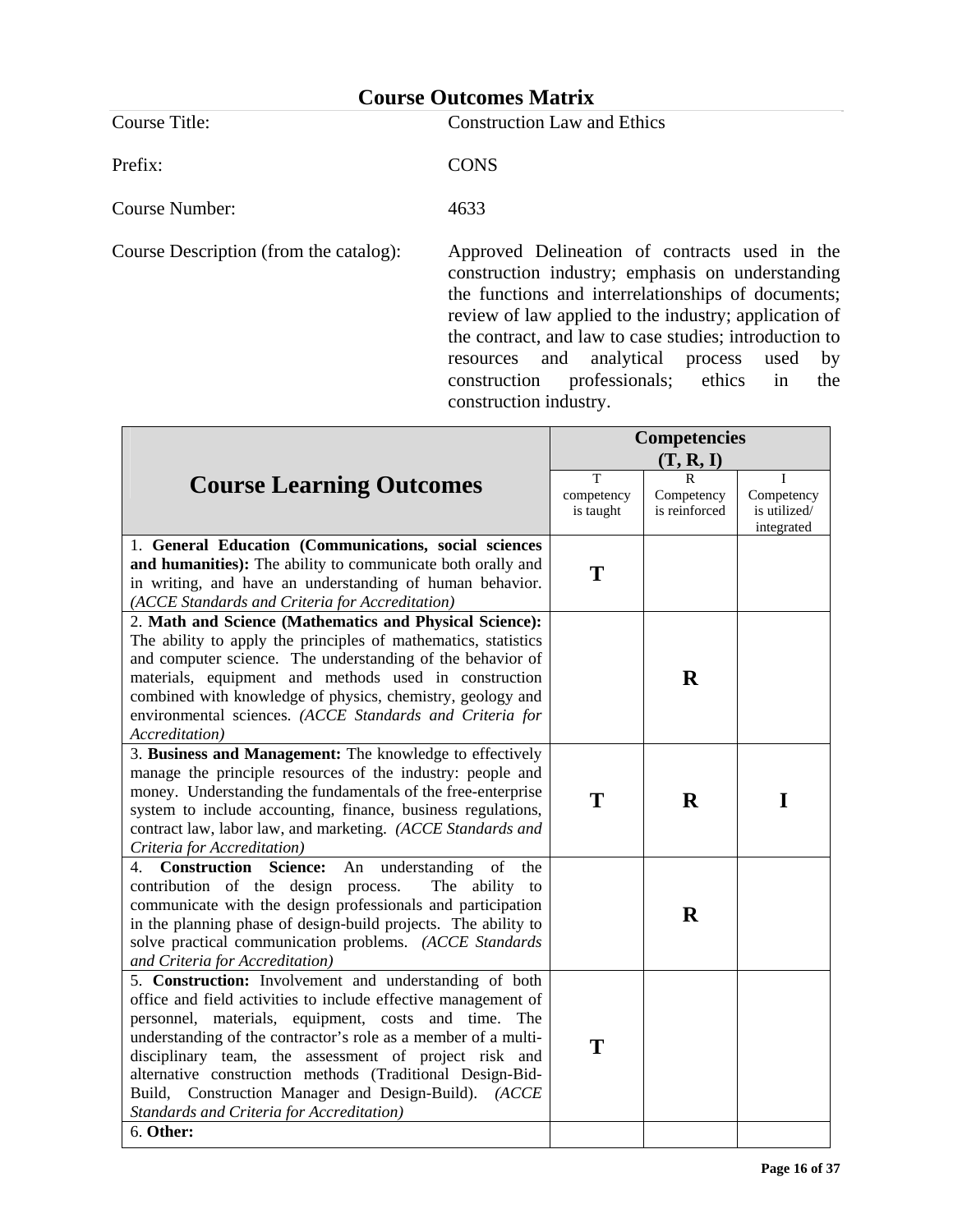# Course Outcomes Matrix

Course Title: Construction Law and Ethics

Prefix: CONS

Course Number: 4633

Course Description (from the catalog): Approved Delineation of contracts used in the construction industry; emphasis on understanding the functions and interrelationships of documents; review of law applied to the industry; application of the contract, and law to case studies; introduction to resources and analytical process used by construction professionals; ethics in the construction industry.

| Course Learning Outcomes | Competencies (T, R, I) | | |
|---|---|---|---|
| | T competency is taught | R Competency is reinforced | I Competency is utilized/ integrated |
| 1. **General Education (Communications, social sciences and humanities):** The ability to communicate both orally and in writing, and have an understanding of human behavior. *(ACCE Standards and Criteria for Accreditation)* | **T** | | |
| 2. **Math and Science (Mathematics and Physical Science):** The ability to apply the principles of mathematics, statistics and computer science. The understanding of the behavior of materials, equipment and methods used in construction combined with knowledge of physics, chemistry, geology and environmental sciences. *(ACCE Standards and Criteria for Accreditation)* | | **R** | |
| 3. **Business and Management:** The knowledge to effectively manage the principle resources of the industry: people and money. Understanding the fundamentals of the free-enterprise system to include accounting, finance, business regulations, contract law, labor law, and marketing. *(ACCE Standards and Criteria for Accreditation)* | **T** | **R** | **I** |
| 4. **Construction Science:** An understanding of the contribution of the design process. The ability to communicate with the design professionals and participation in the planning phase of design-build projects. The ability to solve practical communication problems. *(ACCE Standards and Criteria for Accreditation)* | | **R** | |
| 5. **Construction:** Involvement and understanding of both office and field activities to include effective management of personnel, materials, equipment, costs and time. The understanding of the contractor's role as a member of a multi-disciplinary team, the assessment of project risk and alternative construction methods (Traditional Design-Bid-Build, Construction Manager and Design-Build). *(ACCE Standards and Criteria for Accreditation)* | **T** | | |
| 6. **Other:** | | | |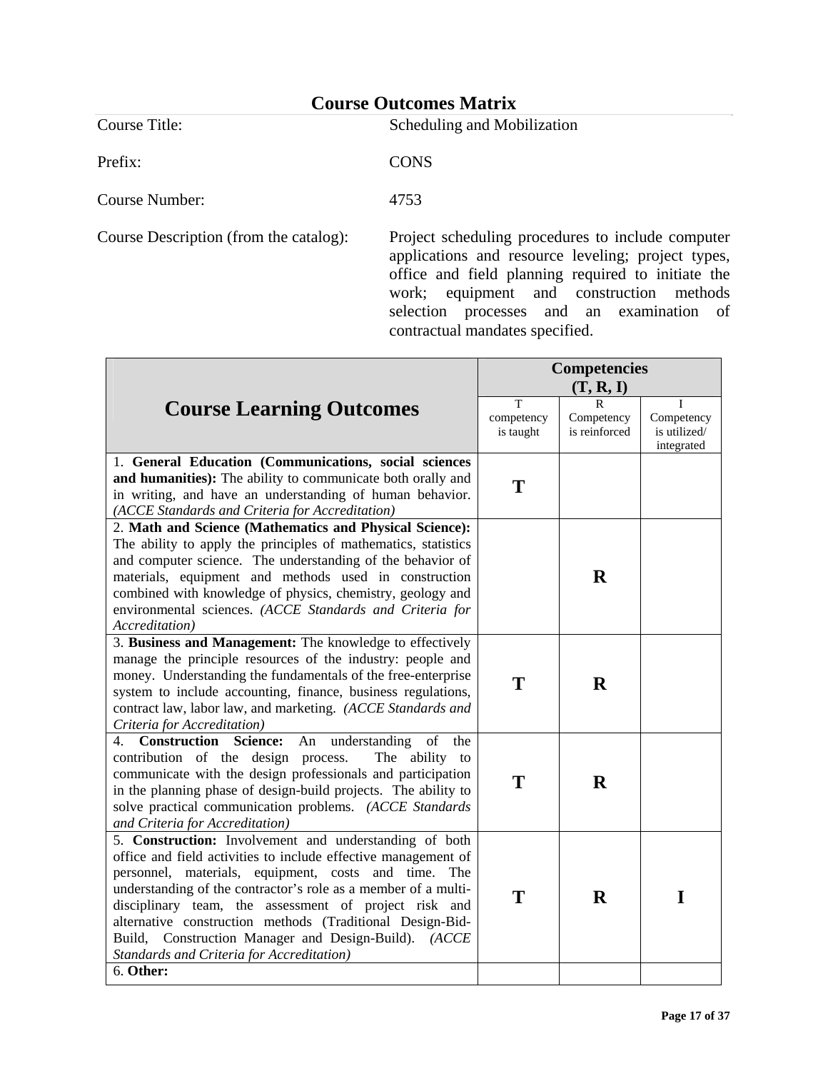# Course Outcomes Matrix

| | |
|---|---|
| Course Title: | Scheduling and Mobilization |
| Prefix: | CONS |
| Course Number: | 4753 |
| Course Description (from the catalog): | Project scheduling procedures to include computer applications and resource leveling; project types, office and field planning required to initiate the work; equipment and construction methods selection processes and an examination of contractual mandates specified. |

| Course Learning Outcomes | Competencies (T, R, I) | | |
|---|---|---|---|
| | T competency is taught | R Competency is reinforced | I Competency is utilized/ integrated |
| 1. **General Education (Communications, social sciences and humanities):** The ability to communicate both orally and in writing, and have an understanding of human behavior. *(ACCE Standards and Criteria for Accreditation)* | **T** | | |
| 2. **Math and Science (Mathematics and Physical Science):** The ability to apply the principles of mathematics, statistics and computer science. The understanding of the behavior of materials, equipment and methods used in construction combined with knowledge of physics, chemistry, geology and environmental sciences. *(ACCE Standards and Criteria for Accreditation)* | | **R** | |
| 3. **Business and Management:** The knowledge to effectively manage the principle resources of the industry: people and money. Understanding the fundamentals of the free-enterprise system to include accounting, finance, business regulations, contract law, labor law, and marketing. *(ACCE Standards and Criteria for Accreditation)* | **T** | **R** | |
| 4. **Construction Science:** An understanding of the contribution of the design process. The ability to communicate with the design professionals and participation in the planning phase of design-build projects. The ability to solve practical communication problems. *(ACCE Standards and Criteria for Accreditation)* | **T** | **R** | |
| 5. **Construction:** Involvement and understanding of both office and field activities to include effective management of personnel, materials, equipment, costs and time. The understanding of the contractor's role as a member of a multi-disciplinary team, the assessment of project risk and alternative construction methods (Traditional Design-Bid-Build, Construction Manager and Design-Build). *(ACCE Standards and Criteria for Accreditation)* | **T** | **R** | **I** |
| 6. **Other:** | | | |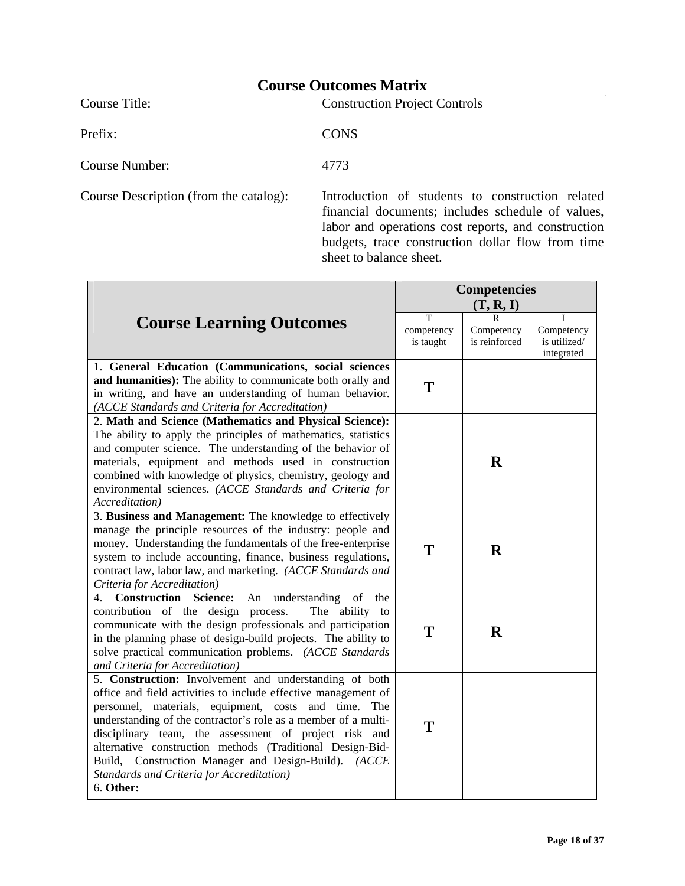# Course Outcomes Matrix

Course Title: Construction Project Controls

Prefix: CONS

Course Number: 4773

Course Description (from the catalog): Introduction of students to construction related financial documents; includes schedule of values, labor and operations cost reports, and construction budgets, trace construction dollar flow from time sheet to balance sheet.

| Course Learning Outcomes | Competencies (T, R, I) | | |
|---|---|---|---|
| | T competency is taught | R Competency is reinforced | I Competency is utilized/ integrated |
| 1. **General Education (Communications, social sciences and humanities):** The ability to communicate both orally and in writing, and have an understanding of human behavior. *(ACCE Standards and Criteria for Accreditation)* | **T** | | |
| 2. **Math and Science (Mathematics and Physical Science):** The ability to apply the principles of mathematics, statistics and computer science. The understanding of the behavior of materials, equipment and methods used in construction combined with knowledge of physics, chemistry, geology and environmental sciences. *(ACCE Standards and Criteria for Accreditation)* | | **R** | |
| 3. **Business and Management:** The knowledge to effectively manage the principle resources of the industry: people and money. Understanding the fundamentals of the free-enterprise system to include accounting, finance, business regulations, contract law, labor law, and marketing. *(ACCE Standards and Criteria for Accreditation)* | **T** | **R** | |
| 4. **Construction Science:** An understanding of the contribution of the design process. The ability to communicate with the design professionals and participation in the planning phase of design-build projects. The ability to solve practical communication problems. *(ACCE Standards and Criteria for Accreditation)* | **T** | **R** | |
| 5. **Construction:** Involvement and understanding of both office and field activities to include effective management of personnel, materials, equipment, costs and time. The understanding of the contractor's role as a member of a multi-disciplinary team, the assessment of project risk and alternative construction methods (Traditional Design-Bid-Build, Construction Manager and Design-Build). *(ACCE Standards and Criteria for Accreditation)* | **T** | | |
| 6. **Other:** | | | |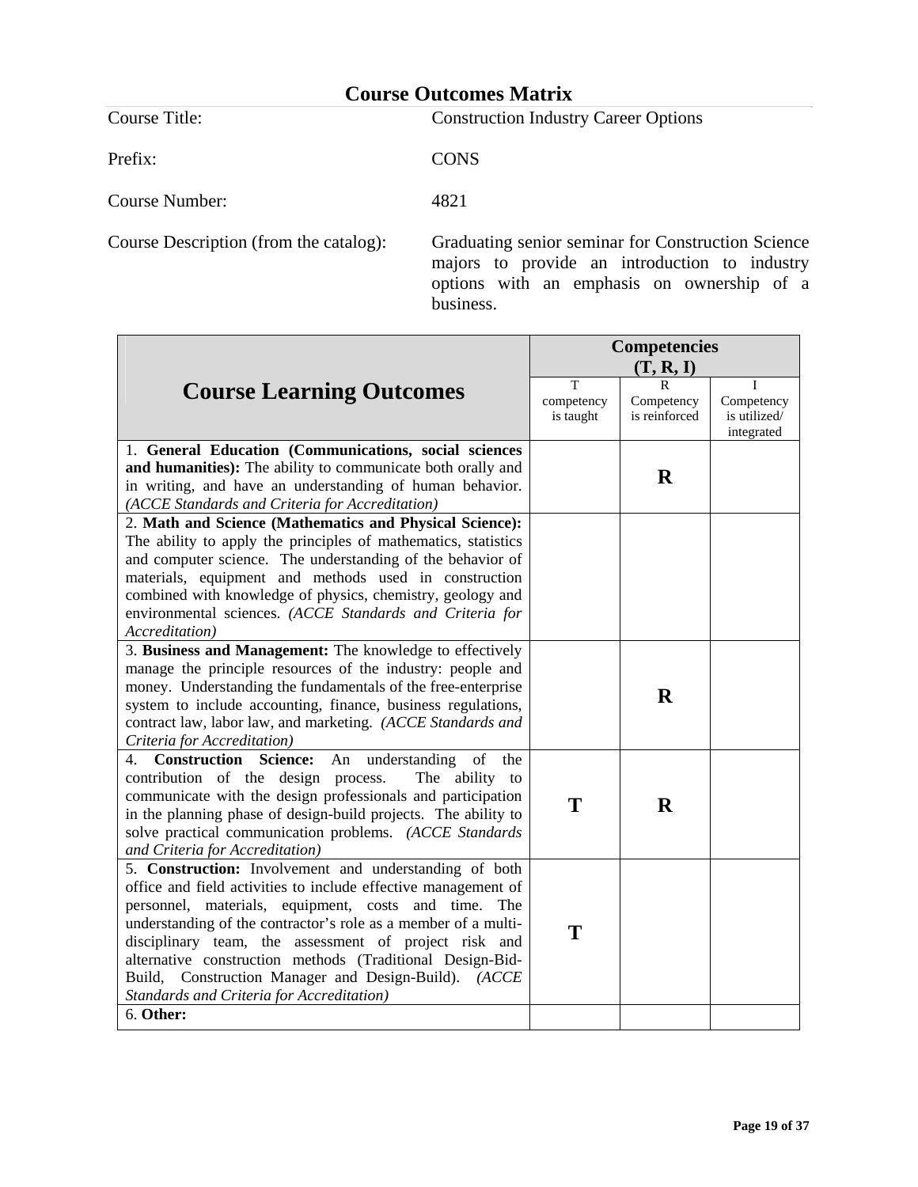# Course Outcomes Matrix

Course Title: Construction Industry Career Options

Prefix: CONS

Course Number: 4821

Course Description (from the catalog): Graduating senior seminar for Construction Science majors to provide an introduction to industry options with an emphasis on ownership of a business.

| Course Learning Outcomes | Competencies (T, R, I) | | |
|---|---|---|---|
| | T competency is taught | R Competency is reinforced | I Competency is utilized/ integrated |
| 1. **General Education (Communications, social sciences and humanities):** The ability to communicate both orally and in writing, and have an understanding of human behavior. *(ACCE Standards and Criteria for Accreditation)* | | **R** | |
| 2. **Math and Science (Mathematics and Physical Science):** The ability to apply the principles of mathematics, statistics and computer science. The understanding of the behavior of materials, equipment and methods used in construction combined with knowledge of physics, chemistry, geology and environmental sciences. *(ACCE Standards and Criteria for Accreditation)* | | | |
| 3. **Business and Management:** The knowledge to effectively manage the principle resources of the industry: people and money. Understanding the fundamentals of the free-enterprise system to include accounting, finance, business regulations, contract law, labor law, and marketing. *(ACCE Standards and Criteria for Accreditation)* | | **R** | |
| 4. **Construction Science:** An understanding of the contribution of the design process. The ability to communicate with the design professionals and participation in the planning phase of design-build projects. The ability to solve practical communication problems. *(ACCE Standards and Criteria for Accreditation)* | **T** | **R** | |
| 5. **Construction:** Involvement and understanding of both office and field activities to include effective management of personnel, materials, equipment, costs and time. The understanding of the contractor's role as a member of a multi-disciplinary team, the assessment of project risk and alternative construction methods (Traditional Design-Bid-Build, Construction Manager and Design-Build). *(ACCE Standards and Criteria for Accreditation)* | **T** | | |
| 6. **Other:** | | | |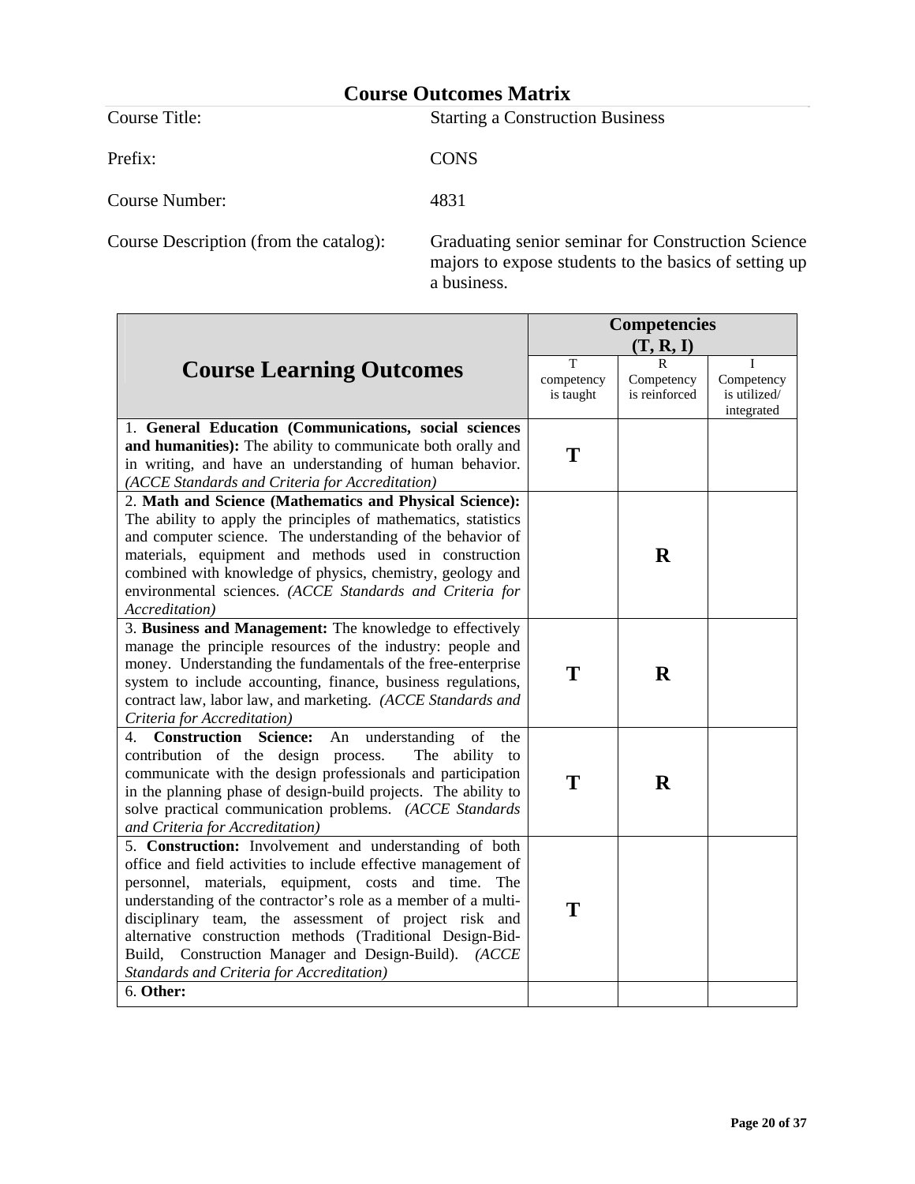# Course Outcomes Matrix

| | |
|---|---|
| Course Title: | Starting a Construction Business |
| Prefix: | CONS |
| Course Number: | 4831 |
| Course Description (from the catalog): | Graduating senior seminar for Construction Science majors to expose students to the basics of setting up a business. |

| Course Learning Outcomes | Competencies (T, R, I) | | |
|---|---|---|---|
| | T competency is taught | R Competency is reinforced | I Competency is utilized/ integrated |
| 1. **General Education (Communications, social sciences and humanities):** The ability to communicate both orally and in writing, and have an understanding of human behavior. *(ACCE Standards and Criteria for Accreditation)* | **T** | | |
| 2. **Math and Science (Mathematics and Physical Science):** The ability to apply the principles of mathematics, statistics and computer science. The understanding of the behavior of materials, equipment and methods used in construction combined with knowledge of physics, chemistry, geology and environmental sciences. *(ACCE Standards and Criteria for Accreditation)* | | **R** | |
| 3. **Business and Management:** The knowledge to effectively manage the principle resources of the industry: people and money. Understanding the fundamentals of the free-enterprise system to include accounting, finance, business regulations, contract law, labor law, and marketing. *(ACCE Standards and Criteria for Accreditation)* | **T** | **R** | |
| 4. **Construction Science:** An understanding of the contribution of the design process. The ability to communicate with the design professionals and participation in the planning phase of design-build projects. The ability to solve practical communication problems. *(ACCE Standards and Criteria for Accreditation)* | **T** | **R** | |
| 5. **Construction:** Involvement and understanding of both office and field activities to include effective management of personnel, materials, equipment, costs and time. The understanding of the contractor's role as a member of a multi-disciplinary team, the assessment of project risk and alternative construction methods (Traditional Design-Bid-Build, Construction Manager and Design-Build). *(ACCE Standards and Criteria for Accreditation)* | **T** | | |
| 6. **Other:** | | | |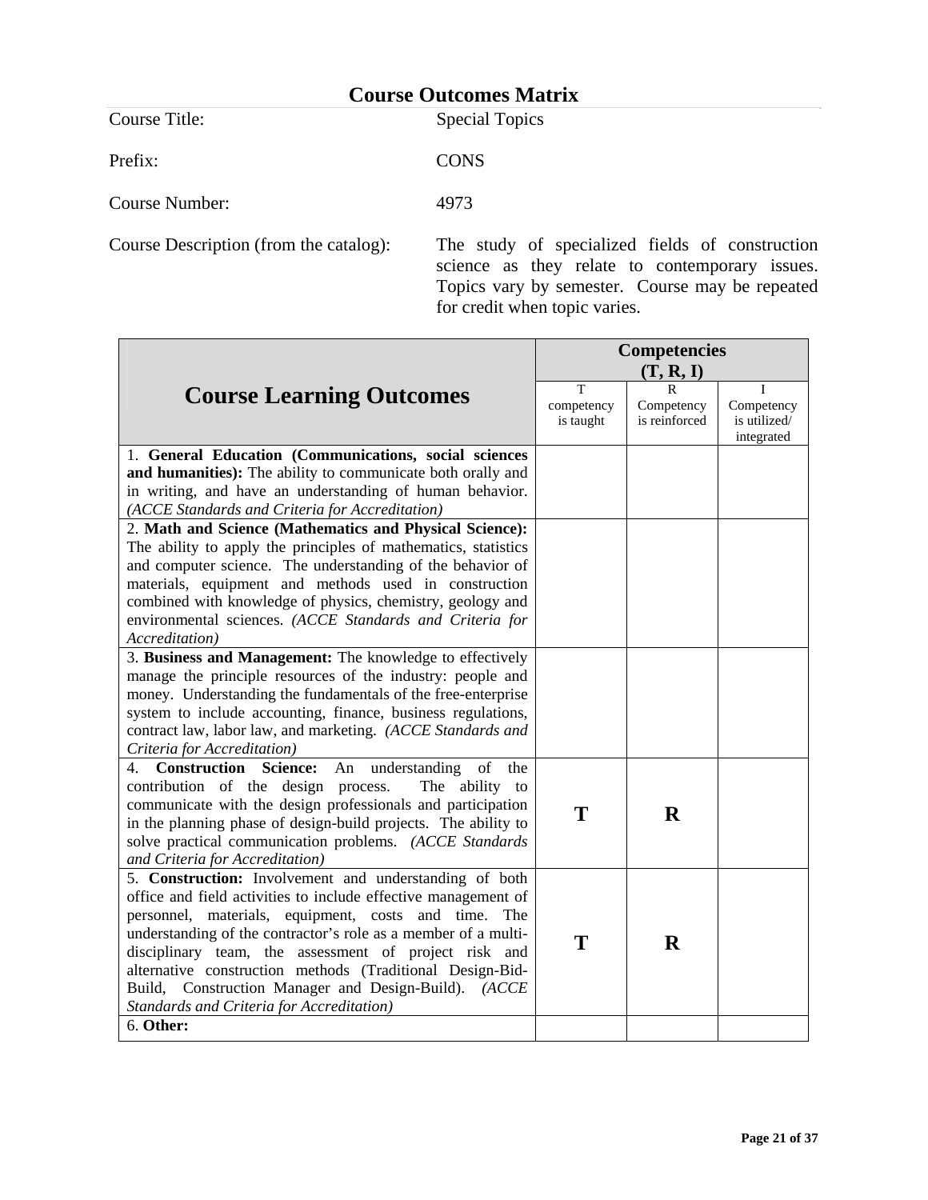## Course Outcomes Matrix

Course Title: Special Topics

Prefix: CONS

Course Number: 4973

Course Description (from the catalog): The study of specialized fields of construction science as they relate to contemporary issues. Topics vary by semester. Course may be repeated for credit when topic varies.

| Course Learning Outcomes | Competencies (T, R, I) | | |
|---|---|---|---|
| | T competency is taught | R Competency is reinforced | I Competency is utilized/ integrated |
| 1. **General Education (Communications, social sciences and humanities):** The ability to communicate both orally and in writing, and have an understanding of human behavior. *(ACCE Standards and Criteria for Accreditation)* | | | |
| 2. **Math and Science (Mathematics and Physical Science):** The ability to apply the principles of mathematics, statistics and computer science. The understanding of the behavior of materials, equipment and methods used in construction combined with knowledge of physics, chemistry, geology and environmental sciences. *(ACCE Standards and Criteria for Accreditation)* | | | |
| 3. **Business and Management:** The knowledge to effectively manage the principle resources of the industry: people and money. Understanding the fundamentals of the free-enterprise system to include accounting, finance, business regulations, contract law, labor law, and marketing. *(ACCE Standards and Criteria for Accreditation)* | | | |
| 4. **Construction Science:** An understanding of the contribution of the design process. The ability to communicate with the design professionals and participation in the planning phase of design-build projects. The ability to solve practical communication problems. *(ACCE Standards and Criteria for Accreditation)* | **T** | **R** | |
| 5. **Construction:** Involvement and understanding of both office and field activities to include effective management of personnel, materials, equipment, costs and time. The understanding of the contractor's role as a member of a multi-disciplinary team, the assessment of project risk and alternative construction methods (Traditional Design-Bid-Build, Construction Manager and Design-Build). *(ACCE Standards and Criteria for Accreditation)* | **T** | **R** | |
| 6. **Other:** | | | |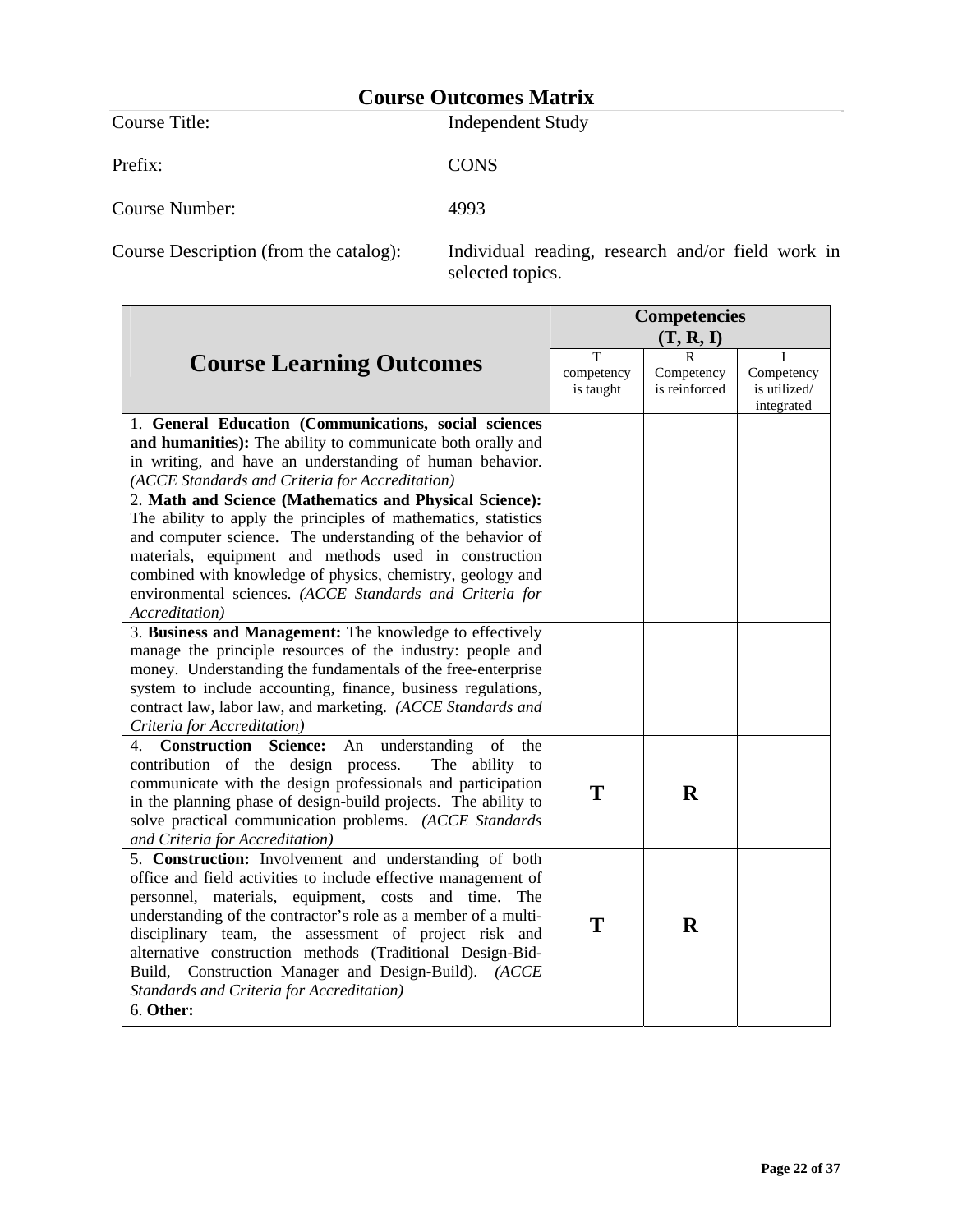## Course Outcomes Matrix

Course Title: Independent Study

Prefix: CONS

Course Number: 4993

Course Description (from the catalog): Individual reading, research and/or field work in selected topics.

| Course Learning Outcomes | Competencies (T, R, I) | | |
|---|---|---|---|
| | T competency is taught | R Competency is reinforced | I Competency is utilized/ integrated |
| 1. **General Education (Communications, social sciences and humanities):** The ability to communicate both orally and in writing, and have an understanding of human behavior. *(ACCE Standards and Criteria for Accreditation)* | | | |
| 2. **Math and Science (Mathematics and Physical Science):** The ability to apply the principles of mathematics, statistics and computer science. The understanding of the behavior of materials, equipment and methods used in construction combined with knowledge of physics, chemistry, geology and environmental sciences. *(ACCE Standards and Criteria for Accreditation)* | | | |
| 3. **Business and Management:** The knowledge to effectively manage the principle resources of the industry: people and money. Understanding the fundamentals of the free-enterprise system to include accounting, finance, business regulations, contract law, labor law, and marketing. *(ACCE Standards and Criteria for Accreditation)* | | | |
| 4. **Construction Science:** An understanding of the contribution of the design process. The ability to communicate with the design professionals and participation in the planning phase of design-build projects. The ability to solve practical communication problems. *(ACCE Standards and Criteria for Accreditation)* | **T** | **R** | |
| 5. **Construction:** Involvement and understanding of both office and field activities to include effective management of personnel, materials, equipment, costs and time. The understanding of the contractor's role as a member of a multi-disciplinary team, the assessment of project risk and alternative construction methods (Traditional Design-Bid-Build, Construction Manager and Design-Build). *(ACCE Standards and Criteria for Accreditation)* | **T** | **R** | |
| 6. **Other:** | | | |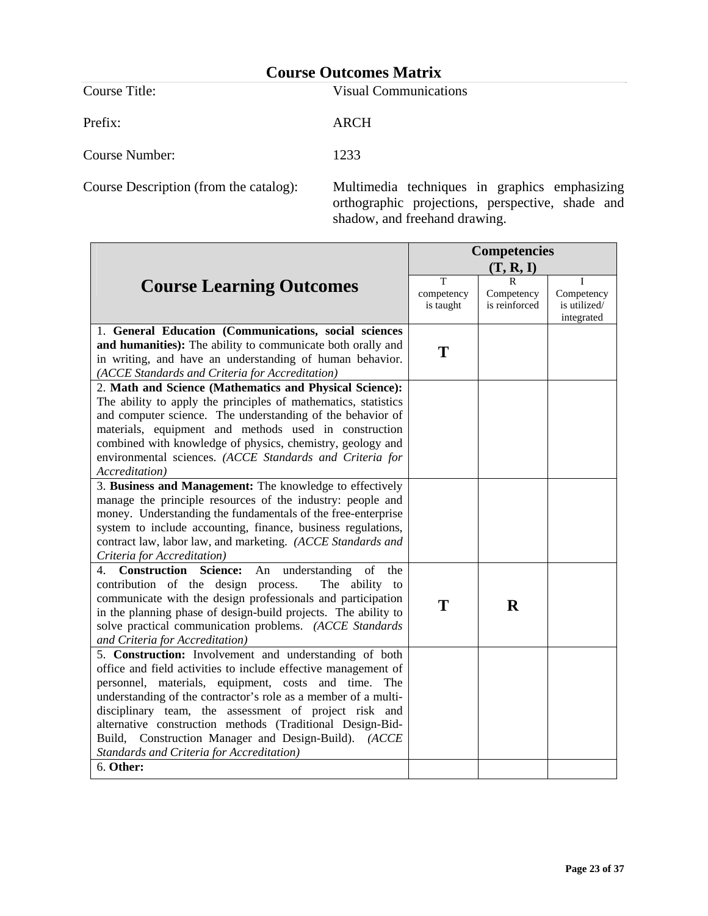## Course Outcomes Matrix

| | |
|---|---|
| Course Title: | Visual Communications |
| Prefix: | ARCH |
| Course Number: | 1233 |
| Course Description (from the catalog): | Multimedia techniques in graphics emphasizing orthographic projections, perspective, shade and shadow, and freehand drawing. |

| Course Learning Outcomes | Competencies (T, R, I) | | |
|---|---|---|---|
| | T competency is taught | R Competency is reinforced | I Competency is utilized/ integrated |
| 1. **General Education (Communications, social sciences and humanities):** The ability to communicate both orally and in writing, and have an understanding of human behavior. *(ACCE Standards and Criteria for Accreditation)* | **T** | | |
| 2. **Math and Science (Mathematics and Physical Science):** The ability to apply the principles of mathematics, statistics and computer science. The understanding of the behavior of materials, equipment and methods used in construction combined with knowledge of physics, chemistry, geology and environmental sciences. *(ACCE Standards and Criteria for Accreditation)* | | | |
| 3. **Business and Management:** The knowledge to effectively manage the principle resources of the industry: people and money. Understanding the fundamentals of the free-enterprise system to include accounting, finance, business regulations, contract law, labor law, and marketing. *(ACCE Standards and Criteria for Accreditation)* | | | |
| 4. **Construction Science:** An understanding of the contribution of the design process. The ability to communicate with the design professionals and participation in the planning phase of design-build projects. The ability to solve practical communication problems. *(ACCE Standards and Criteria for Accreditation)* | **T** | **R** | |
| 5. **Construction:** Involvement and understanding of both office and field activities to include effective management of personnel, materials, equipment, costs and time. The understanding of the contractor's role as a member of a multi-disciplinary team, the assessment of project risk and alternative construction methods (Traditional Design-Bid-Build, Construction Manager and Design-Build). *(ACCE Standards and Criteria for Accreditation)* | | | |
| 6. **Other:** | | | |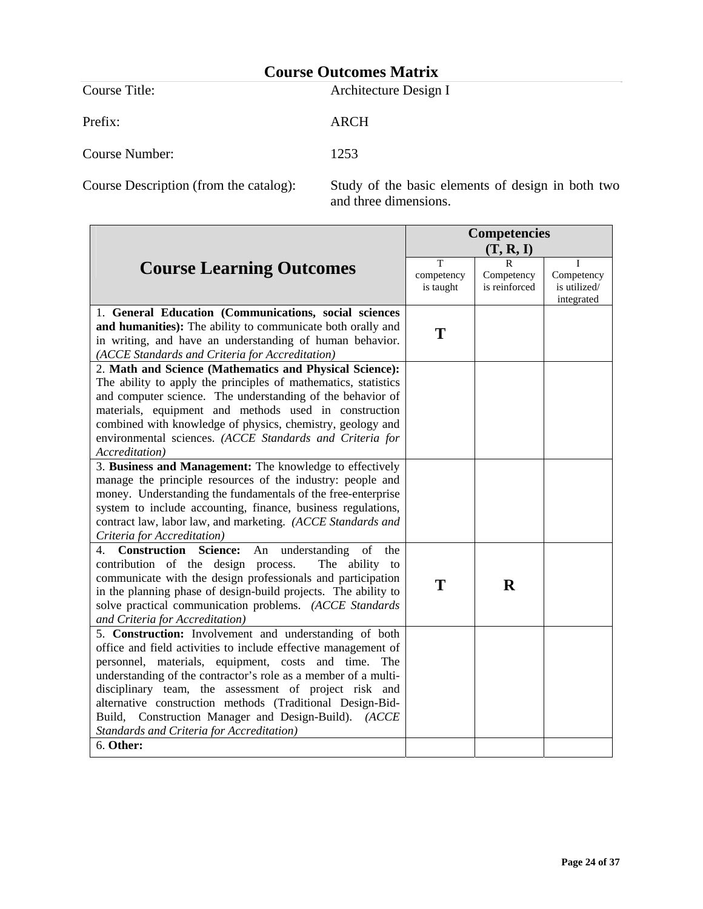# Course Outcomes Matrix

Course Title: Architecture Design I

Prefix: ARCH

Course Number: 1253

Course Description (from the catalog): Study of the basic elements of design in both two and three dimensions.

| Course Learning Outcomes | Competencies (T, R, I) | | |
|---|---|---|---|
| | T competency is taught | R Competency is reinforced | I Competency is utilized/ integrated |
| 1. **General Education (Communications, social sciences and humanities):** The ability to communicate both orally and in writing, and have an understanding of human behavior. *(ACCE Standards and Criteria for Accreditation)* | **T** | | |
| 2. **Math and Science (Mathematics and Physical Science):** The ability to apply the principles of mathematics, statistics and computer science. The understanding of the behavior of materials, equipment and methods used in construction combined with knowledge of physics, chemistry, geology and environmental sciences. *(ACCE Standards and Criteria for Accreditation)* | | | |
| 3. **Business and Management:** The knowledge to effectively manage the principle resources of the industry: people and money. Understanding the fundamentals of the free-enterprise system to include accounting, finance, business regulations, contract law, labor law, and marketing. *(ACCE Standards and Criteria for Accreditation)* | | | |
| 4. **Construction Science:** An understanding of the contribution of the design process. The ability to communicate with the design professionals and participation in the planning phase of design-build projects. The ability to solve practical communication problems. *(ACCE Standards and Criteria for Accreditation)* | **T** | **R** | |
| 5. **Construction:** Involvement and understanding of both office and field activities to include effective management of personnel, materials, equipment, costs and time. The understanding of the contractor's role as a member of a multi-disciplinary team, the assessment of project risk and alternative construction methods (Traditional Design-Bid-Build, Construction Manager and Design-Build). *(ACCE Standards and Criteria for Accreditation)* | | | |
| 6. **Other:** | | | |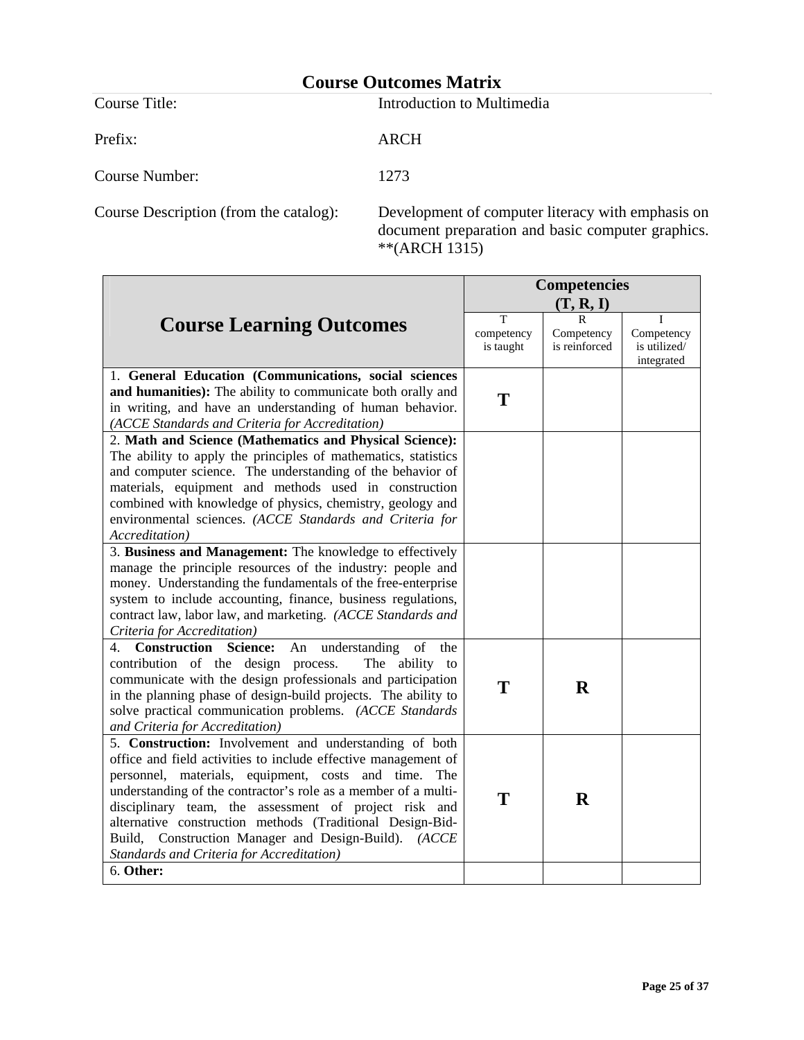# Course Outcomes Matrix

Course Title: Introduction to Multimedia

Prefix: ARCH

Course Number: 1273

Course Description (from the catalog): Development of computer literacy with emphasis on document preparation and basic computer graphics. **(ARCH 1315)

| Course Learning Outcomes | Competencies (T, R, I) | | |
|---|---|---|---|
| | T competency is taught | R Competency is reinforced | I Competency is utilized/ integrated |
| 1. **General Education (Communications, social sciences and humanities):** The ability to communicate both orally and in writing, and have an understanding of human behavior. *(ACCE Standards and Criteria for Accreditation)* | **T** | | |
| 2. **Math and Science (Mathematics and Physical Science):** The ability to apply the principles of mathematics, statistics and computer science. The understanding of the behavior of materials, equipment and methods used in construction combined with knowledge of physics, chemistry, geology and environmental sciences. *(ACCE Standards and Criteria for Accreditation)* | | | |
| 3. **Business and Management:** The knowledge to effectively manage the principle resources of the industry: people and money. Understanding the fundamentals of the free-enterprise system to include accounting, finance, business regulations, contract law, labor law, and marketing. *(ACCE Standards and Criteria for Accreditation)* | | | |
| 4. **Construction Science:** An understanding of the contribution of the design process. The ability to communicate with the design professionals and participation in the planning phase of design-build projects. The ability to solve practical communication problems. *(ACCE Standards and Criteria for Accreditation)* | **T** | **R** | |
| 5. **Construction:** Involvement and understanding of both office and field activities to include effective management of personnel, materials, equipment, costs and time. The understanding of the contractor's role as a member of a multi-disciplinary team, the assessment of project risk and alternative construction methods (Traditional Design-Bid-Build, Construction Manager and Design-Build). *(ACCE Standards and Criteria for Accreditation)* | **T** | **R** | |
| 6. **Other:** | | | |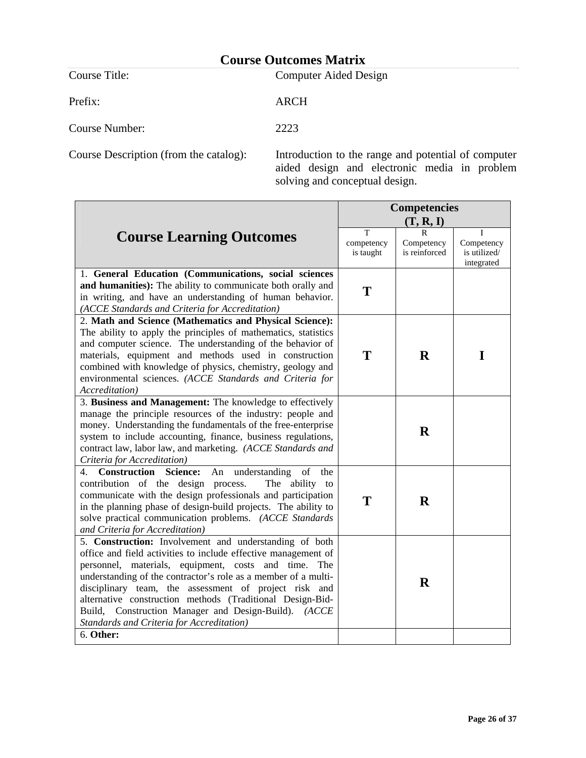# Course Outcomes Matrix

Course Title: Computer Aided Design

Prefix: ARCH

Course Number: 2223

Course Description (from the catalog): Introduction to the range and potential of computer aided design and electronic media in problem solving and conceptual design.

| Course Learning Outcomes | Competencies (T, R, I) | | |
|---|---|---|---|
| | T competency is taught | R Competency is reinforced | I Competency is utilized/ integrated |
| 1. **General Education (Communications, social sciences and humanities):** The ability to communicate both orally and in writing, and have an understanding of human behavior. *(ACCE Standards and Criteria for Accreditation)* | **T** | | |
| 2. **Math and Science (Mathematics and Physical Science):** The ability to apply the principles of mathematics, statistics and computer science. The understanding of the behavior of materials, equipment and methods used in construction combined with knowledge of physics, chemistry, geology and environmental sciences. *(ACCE Standards and Criteria for Accreditation)* | **T** | **R** | **I** |
| 3. **Business and Management:** The knowledge to effectively manage the principle resources of the industry: people and money. Understanding the fundamentals of the free-enterprise system to include accounting, finance, business regulations, contract law, labor law, and marketing. *(ACCE Standards and Criteria for Accreditation)* | | **R** | |
| 4. **Construction Science:** An understanding of the contribution of the design process. The ability to communicate with the design professionals and participation in the planning phase of design-build projects. The ability to solve practical communication problems. *(ACCE Standards and Criteria for Accreditation)* | **T** | **R** | |
| 5. **Construction:** Involvement and understanding of both office and field activities to include effective management of personnel, materials, equipment, costs and time. The understanding of the contractor's role as a member of a multi-disciplinary team, the assessment of project risk and alternative construction methods (Traditional Design-Bid-Build, Construction Manager and Design-Build). *(ACCE Standards and Criteria for Accreditation)* | | **R** | |
| 6. **Other:** | | | |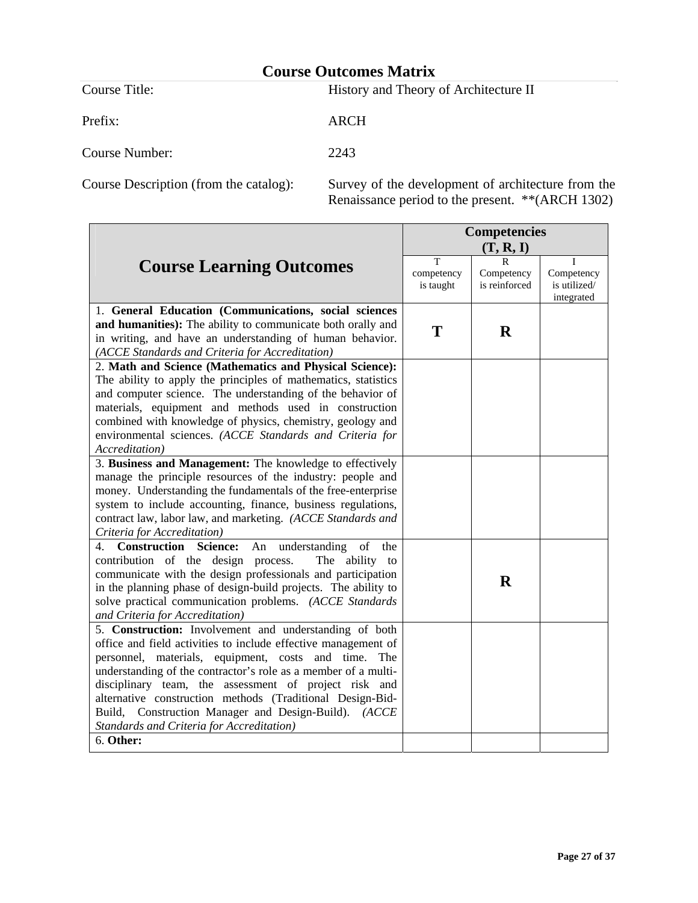# Course Outcomes Matrix

Course Title: History and Theory of Architecture II

Prefix: ARCH

Course Number: 2243

Course Description (from the catalog): Survey of the development of architecture from the Renaissance period to the present. **(ARCH 1302)

| Course Learning Outcomes | Competencies (T, R, I) | | |
|---|---|---|---|
| | T competency is taught | R Competency is reinforced | I Competency is utilized/ integrated |
| 1. **General Education (Communications, social sciences and humanities):** The ability to communicate both orally and in writing, and have an understanding of human behavior. *(ACCE Standards and Criteria for Accreditation)* | **T** | **R** | |
| 2. **Math and Science (Mathematics and Physical Science):** The ability to apply the principles of mathematics, statistics and computer science. The understanding of the behavior of materials, equipment and methods used in construction combined with knowledge of physics, chemistry, geology and environmental sciences. *(ACCE Standards and Criteria for Accreditation)* | | | |
| 3. **Business and Management:** The knowledge to effectively manage the principle resources of the industry: people and money. Understanding the fundamentals of the free-enterprise system to include accounting, finance, business regulations, contract law, labor law, and marketing. *(ACCE Standards and Criteria for Accreditation)* | | | |
| 4. **Construction Science:** An understanding of the contribution of the design process. The ability to communicate with the design professionals and participation in the planning phase of design-build projects. The ability to solve practical communication problems. *(ACCE Standards and Criteria for Accreditation)* | | **R** | |
| 5. **Construction:** Involvement and understanding of both office and field activities to include effective management of personnel, materials, equipment, costs and time. The understanding of the contractor's role as a member of a multi-disciplinary team, the assessment of project risk and alternative construction methods (Traditional Design-Bid-Build, Construction Manager and Design-Build). *(ACCE Standards and Criteria for Accreditation)* | | | |
| 6. **Other:** | | | |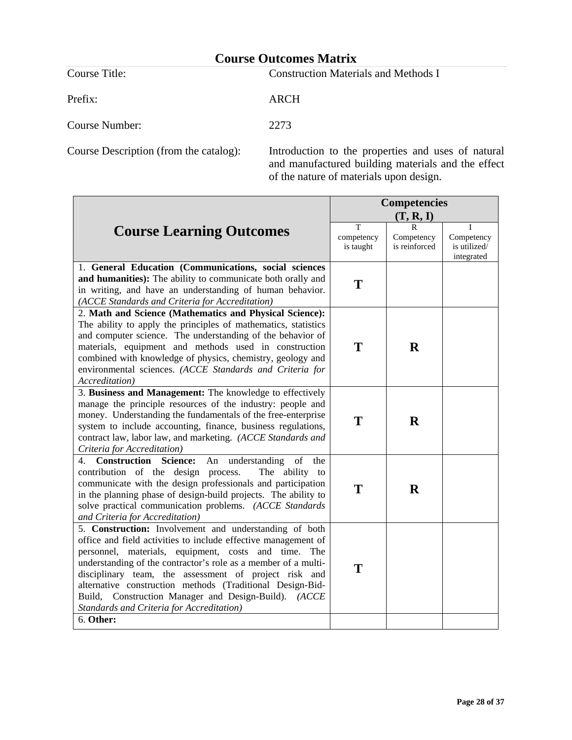# Course Outcomes Matrix

Course Title: Construction Materials and Methods I

Prefix: ARCH

Course Number: 2273

Course Description (from the catalog): Introduction to the properties and uses of natural and manufactured building materials and the effect of the nature of materials upon design.

| Course Learning Outcomes | Competencies (T, R, I) | | |
|---|---|---|---|
| | T competency is taught | R Competency is reinforced | I Competency is utilized/ integrated |
| 1. **General Education (Communications, social sciences and humanities):** The ability to communicate both orally and in writing, and have an understanding of human behavior. *(ACCE Standards and Criteria for Accreditation)* | **T** | | |
| 2. **Math and Science (Mathematics and Physical Science):** The ability to apply the principles of mathematics, statistics and computer science. The understanding of the behavior of materials, equipment and methods used in construction combined with knowledge of physics, chemistry, geology and environmental sciences. *(ACCE Standards and Criteria for Accreditation)* | **T** | **R** | |
| 3. **Business and Management:** The knowledge to effectively manage the principle resources of the industry: people and money. Understanding the fundamentals of the free-enterprise system to include accounting, finance, business regulations, contract law, labor law, and marketing. *(ACCE Standards and Criteria for Accreditation)* | **T** | **R** | |
| 4. **Construction Science:** An understanding of the contribution of the design process. The ability to communicate with the design professionals and participation in the planning phase of design-build projects. The ability to solve practical communication problems. *(ACCE Standards and Criteria for Accreditation)* | **T** | **R** | |
| 5. **Construction:** Involvement and understanding of both office and field activities to include effective management of personnel, materials, equipment, costs and time. The understanding of the contractor's role as a member of a multi-disciplinary team, the assessment of project risk and alternative construction methods (Traditional Design-Bid-Build, Construction Manager and Design-Build). *(ACCE Standards and Criteria for Accreditation)* | **T** | | |
| 6. **Other:** | | | |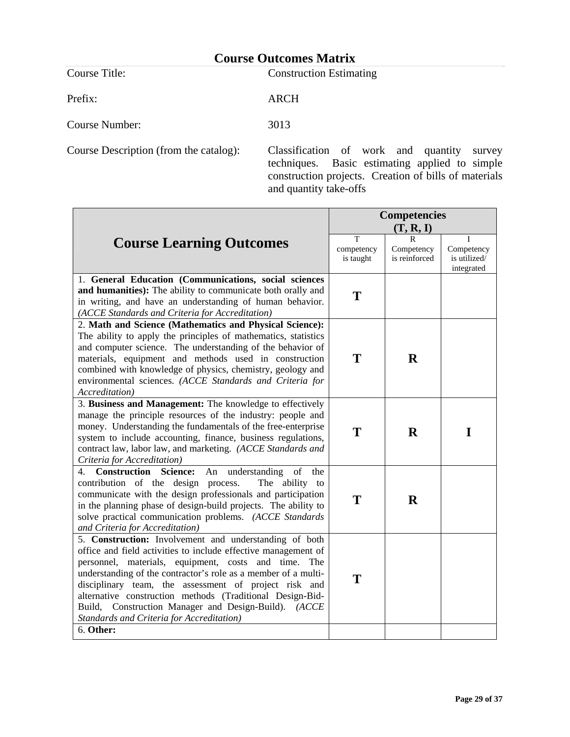# Course Outcomes Matrix

| | |
|---|---|
| Course Title: | Construction Estimating |
| Prefix: | ARCH |
| Course Number: | 3013 |
| Course Description (from the catalog): | Classification of work and quantity survey techniques. Basic estimating applied to simple construction projects. Creation of bills of materials and quantity take-offs |

| Course Learning Outcomes | Competencies (T, R, I) | | |
|---|---|---|---|
| | T competency is taught | R Competency is reinforced | I Competency is utilized/ integrated |
| 1. **General Education (Communications, social sciences and humanities):** The ability to communicate both orally and in writing, and have an understanding of human behavior. *(ACCE Standards and Criteria for Accreditation)* | **T** | | |
| 2. **Math and Science (Mathematics and Physical Science):** The ability to apply the principles of mathematics, statistics and computer science. The understanding of the behavior of materials, equipment and methods used in construction combined with knowledge of physics, chemistry, geology and environmental sciences. *(ACCE Standards and Criteria for Accreditation)* | **T** | **R** | |
| 3. **Business and Management:** The knowledge to effectively manage the principle resources of the industry: people and money. Understanding the fundamentals of the free-enterprise system to include accounting, finance, business regulations, contract law, labor law, and marketing. *(ACCE Standards and Criteria for Accreditation)* | **T** | **R** | **I** |
| 4. **Construction Science:** An understanding of the contribution of the design process. The ability to communicate with the design professionals and participation in the planning phase of design-build projects. The ability to solve practical communication problems. *(ACCE Standards and Criteria for Accreditation)* | **T** | **R** | |
| 5. **Construction:** Involvement and understanding of both office and field activities to include effective management of personnel, materials, equipment, costs and time. The understanding of the contractor's role as a member of a multi-disciplinary team, the assessment of project risk and alternative construction methods (Traditional Design-Bid-Build, Construction Manager and Design-Build). *(ACCE Standards and Criteria for Accreditation)* | **T** | | |
| 6. **Other:** | | | |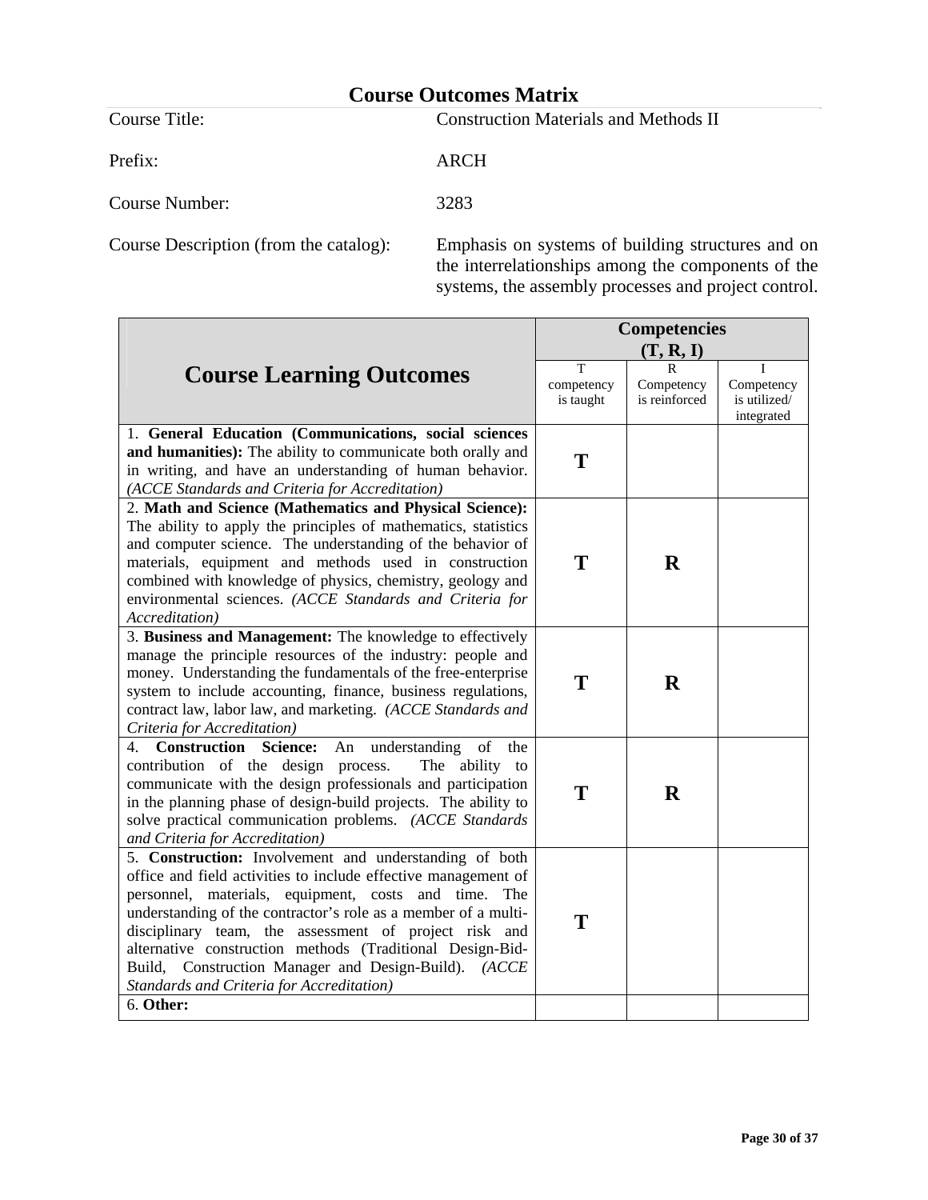# Course Outcomes Matrix

| | |
|---|---|
| Course Title: | Construction Materials and Methods II |
| Prefix: | ARCH |
| Course Number: | 3283 |
| Course Description (from the catalog): | Emphasis on systems of building structures and on the interrelationships among the components of the systems, the assembly processes and project control. |

| Course Learning Outcomes | Competencies (T, R, I) | | |
|---|---|---|---|
| | T competency is taught | R Competency is reinforced | I Competency is utilized/ integrated |
| 1. **General Education (Communications, social sciences and humanities):** The ability to communicate both orally and in writing, and have an understanding of human behavior. *(ACCE Standards and Criteria for Accreditation)* | **T** | | |
| 2. **Math and Science (Mathematics and Physical Science):** The ability to apply the principles of mathematics, statistics and computer science. The understanding of the behavior of materials, equipment and methods used in construction combined with knowledge of physics, chemistry, geology and environmental sciences. *(ACCE Standards and Criteria for Accreditation)* | **T** | **R** | |
| 3. **Business and Management:** The knowledge to effectively manage the principle resources of the industry: people and money. Understanding the fundamentals of the free-enterprise system to include accounting, finance, business regulations, contract law, labor law, and marketing. *(ACCE Standards and Criteria for Accreditation)* | **T** | **R** | |
| 4. **Construction Science:** An understanding of the contribution of the design process. The ability to communicate with the design professionals and participation in the planning phase of design-build projects. The ability to solve practical communication problems. *(ACCE Standards and Criteria for Accreditation)* | **T** | **R** | |
| 5. **Construction:** Involvement and understanding of both office and field activities to include effective management of personnel, materials, equipment, costs and time. The understanding of the contractor's role as a member of a multi-disciplinary team, the assessment of project risk and alternative construction methods (Traditional Design-Bid-Build, Construction Manager and Design-Build). *(ACCE Standards and Criteria for Accreditation)* | **T** | | |
| 6. **Other:** | | | |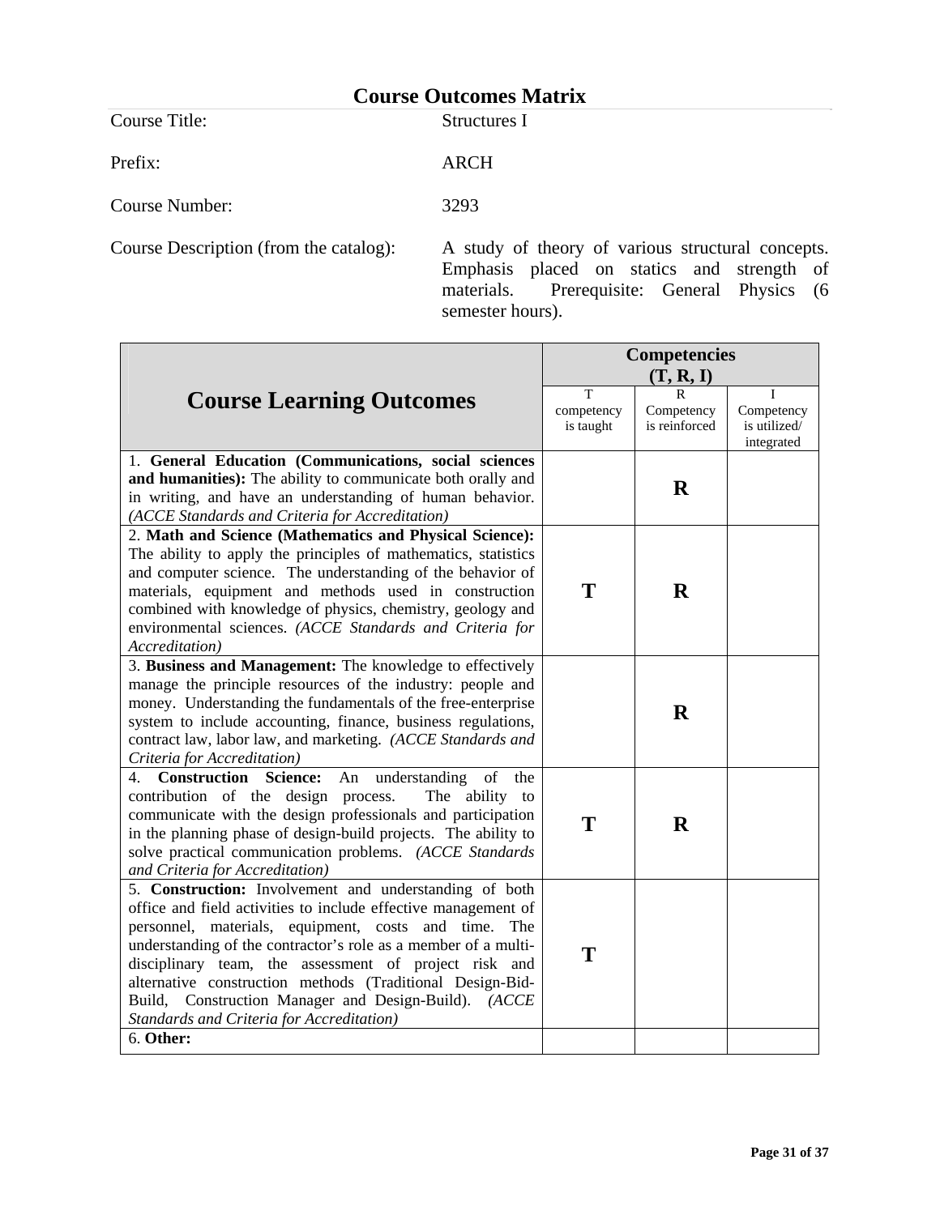# Course Outcomes Matrix

| | |
|---|---|
| Course Title: | Structures I |
| Prefix: | ARCH |
| Course Number: | 3293 |
| Course Description (from the catalog): | A study of theory of various structural concepts. Emphasis placed on statics and strength of materials. Prerequisite: General Physics (6 semester hours). |

| **Course Learning Outcomes** | **Competencies (T, R, I)** | | |
|---|---|---|---|
| | T competency is taught | R Competency is reinforced | I Competency is utilized/ integrated |
| 1. **General Education (Communications, social sciences and humanities):** The ability to communicate both orally and in writing, and have an understanding of human behavior. *(ACCE Standards and Criteria for Accreditation)* | | **R** | |
| 2. **Math and Science (Mathematics and Physical Science):** The ability to apply the principles of mathematics, statistics and computer science. The understanding of the behavior of materials, equipment and methods used in construction combined with knowledge of physics, chemistry, geology and environmental sciences. *(ACCE Standards and Criteria for Accreditation)* | **T** | **R** | |
| 3. **Business and Management:** The knowledge to effectively manage the principle resources of the industry: people and money. Understanding the fundamentals of the free-enterprise system to include accounting, finance, business regulations, contract law, labor law, and marketing. *(ACCE Standards and Criteria for Accreditation)* | | **R** | |
| 4. **Construction Science:** An understanding of the contribution of the design process. The ability to communicate with the design professionals and participation in the planning phase of design-build projects. The ability to solve practical communication problems. *(ACCE Standards and Criteria for Accreditation)* | **T** | **R** | |
| 5. **Construction:** Involvement and understanding of both office and field activities to include effective management of personnel, materials, equipment, costs and time. The understanding of the contractor's role as a member of a multi-disciplinary team, the assessment of project risk and alternative construction methods (Traditional Design-Bid-Build, Construction Manager and Design-Build). *(ACCE Standards and Criteria for Accreditation)* | **T** | | |
| 6. **Other:** | | | |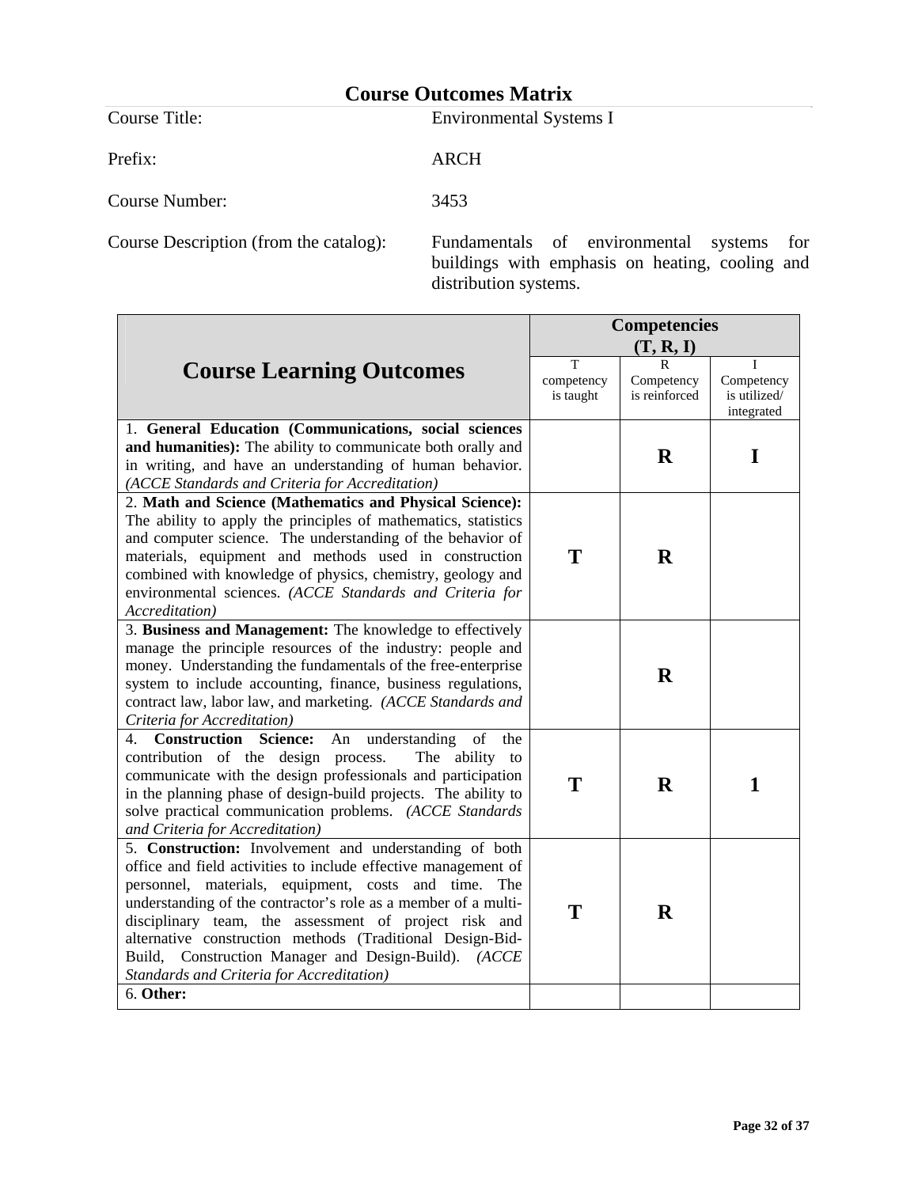# Course Outcomes Matrix

| | |
|---|---|
| Course Title: | Environmental Systems I |
| Prefix: | ARCH |
| Course Number: | 3453 |
| Course Description (from the catalog): | Fundamentals of environmental systems for buildings with emphasis on heating, cooling and distribution systems. |

| **Course Learning Outcomes** | **Competencies (T, R, I)** | | |
|---|---|---|---|
| | T competency is taught | R Competency is reinforced | I Competency is utilized/ integrated |
| 1. **General Education (Communications, social sciences and humanities):** The ability to communicate both orally and in writing, and have an understanding of human behavior. *(ACCE Standards and Criteria for Accreditation)* | | **R** | **I** |
| 2. **Math and Science (Mathematics and Physical Science):** The ability to apply the principles of mathematics, statistics and computer science. The understanding of the behavior of materials, equipment and methods used in construction combined with knowledge of physics, chemistry, geology and environmental sciences. *(ACCE Standards and Criteria for Accreditation)* | **T** | **R** | |
| 3. **Business and Management:** The knowledge to effectively manage the principle resources of the industry: people and money. Understanding the fundamentals of the free-enterprise system to include accounting, finance, business regulations, contract law, labor law, and marketing. *(ACCE Standards and Criteria for Accreditation)* | | **R** | |
| 4. **Construction Science:** An understanding of the contribution of the design process. The ability to communicate with the design professionals and participation in the planning phase of design-build projects. The ability to solve practical communication problems. *(ACCE Standards and Criteria for Accreditation)* | **T** | **R** | **1** |
| 5. **Construction:** Involvement and understanding of both office and field activities to include effective management of personnel, materials, equipment, costs and time. The understanding of the contractor's role as a member of a multi-disciplinary team, the assessment of project risk and alternative construction methods (Traditional Design-Bid-Build, Construction Manager and Design-Build). *(ACCE Standards and Criteria for Accreditation)* | **T** | **R** | |
| 6. **Other:** | | | |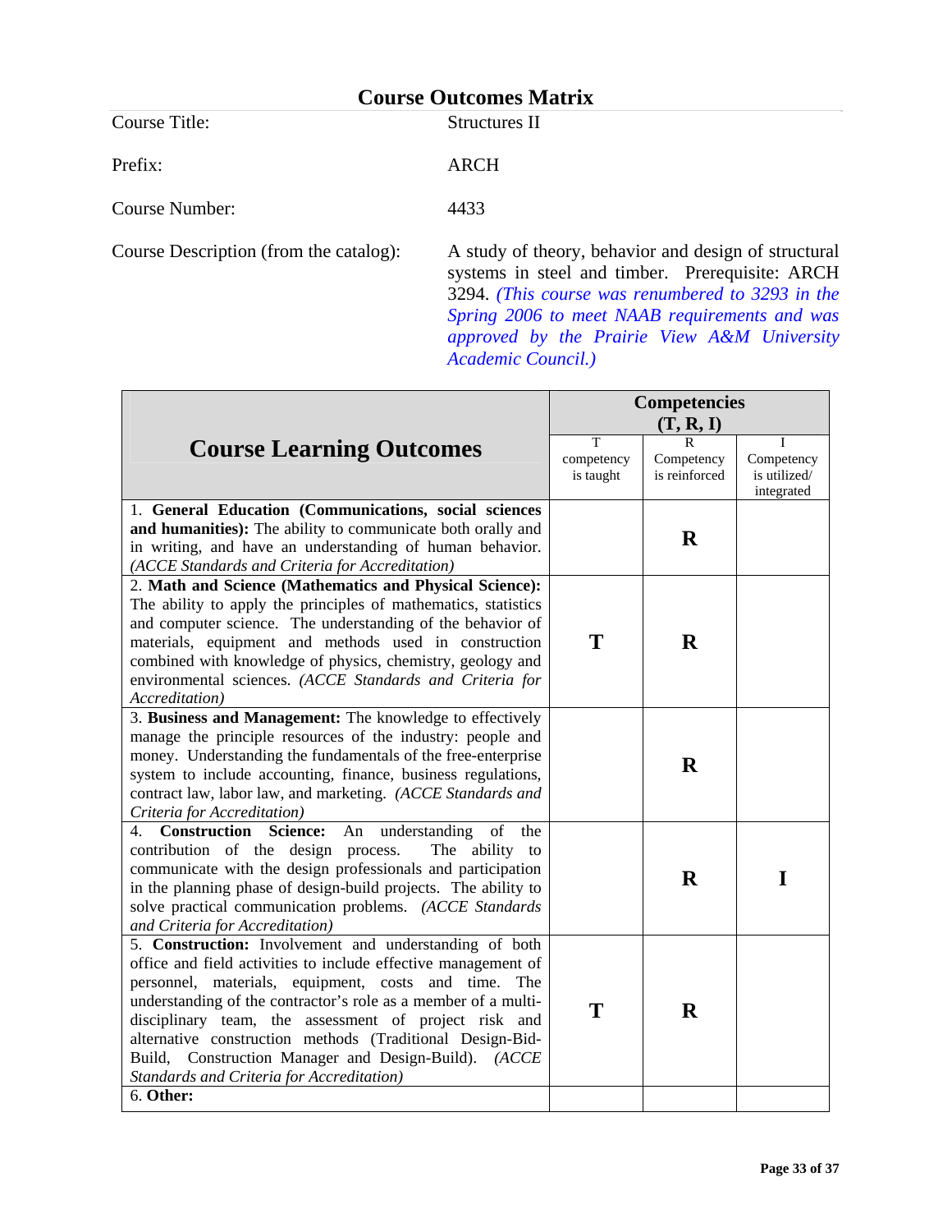## Course Outcomes Matrix

| | |
|---|---|
| Course Title: | Structures II |
| Prefix: | ARCH |
| Course Number: | 4433 |
| Course Description (from the catalog): | A study of theory, behavior and design of structural systems in steel and timber. Prerequisite: ARCH 3294. *(This course was renumbered to 3293 in the Spring 2006 to meet NAAB requirements and was approved by the Prairie View A&M University Academic Council.)* |

| **Course Learning Outcomes** | **Competencies (T, R, I)** | | |
|---|---|---|---|
| | T competency is taught | R Competency is reinforced | I Competency is utilized/ integrated |
| 1. **General Education (Communications, social sciences and humanities):** The ability to communicate both orally and in writing, and have an understanding of human behavior. *(ACCE Standards and Criteria for Accreditation)* | | **R** | |
| 2. **Math and Science (Mathematics and Physical Science):** The ability to apply the principles of mathematics, statistics and computer science. The understanding of the behavior of materials, equipment and methods used in construction combined with knowledge of physics, chemistry, geology and environmental sciences. *(ACCE Standards and Criteria for Accreditation)* | **T** | **R** | |
| 3. **Business and Management:** The knowledge to effectively manage the principle resources of the industry: people and money. Understanding the fundamentals of the free-enterprise system to include accounting, finance, business regulations, contract law, labor law, and marketing. *(ACCE Standards and Criteria for Accreditation)* | | **R** | |
| 4. **Construction Science:** An understanding of the contribution of the design process. The ability to communicate with the design professionals and participation in the planning phase of design-build projects. The ability to solve practical communication problems. *(ACCE Standards and Criteria for Accreditation)* | | **R** | **I** |
| 5. **Construction:** Involvement and understanding of both office and field activities to include effective management of personnel, materials, equipment, costs and time. The understanding of the contractor's role as a member of a multi-disciplinary team, the assessment of project risk and alternative construction methods (Traditional Design-Bid-Build, Construction Manager and Design-Build). *(ACCE Standards and Criteria for Accreditation)* | **T** | **R** | |
| 6. **Other:** | | | |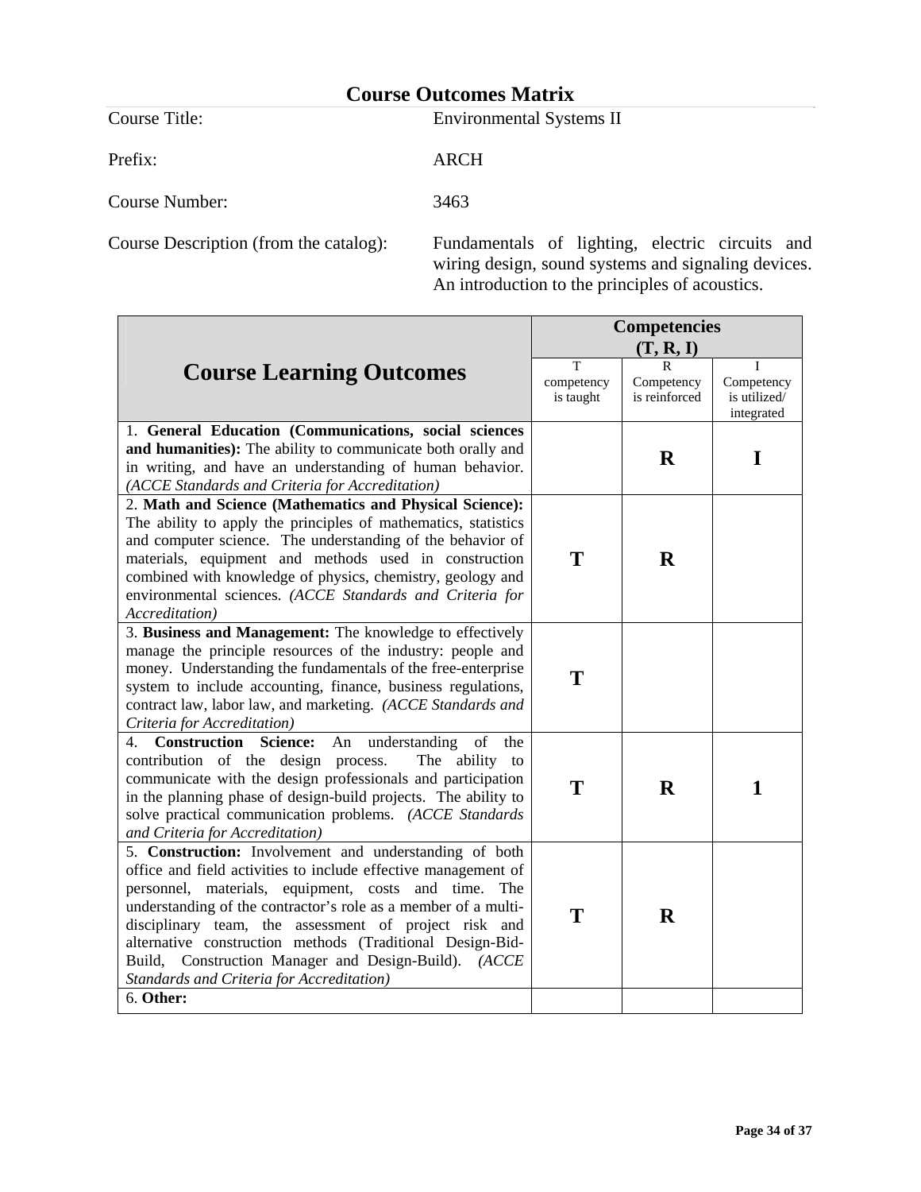# Course Outcomes Matrix

Course Title: Environmental Systems II

Prefix: ARCH

Course Number: 3463

Course Description (from the catalog): Fundamentals of lighting, electric circuits and wiring design, sound systems and signaling devices. An introduction to the principles of acoustics.

| Course Learning Outcomes | Competencies (T, R, I) | | |
|---|---|---|---|
| | T competency is taught | R Competency is reinforced | I Competency is utilized/ integrated |
| 1. **General Education (Communications, social sciences and humanities):** The ability to communicate both orally and in writing, and have an understanding of human behavior. *(ACCE Standards and Criteria for Accreditation)* | | **R** | **I** |
| 2. **Math and Science (Mathematics and Physical Science):** The ability to apply the principles of mathematics, statistics and computer science. The understanding of the behavior of materials, equipment and methods used in construction combined with knowledge of physics, chemistry, geology and environmental sciences. *(ACCE Standards and Criteria for Accreditation)* | **T** | **R** | |
| 3. **Business and Management:** The knowledge to effectively manage the principle resources of the industry: people and money. Understanding the fundamentals of the free-enterprise system to include accounting, finance, business regulations, contract law, labor law, and marketing. *(ACCE Standards and Criteria for Accreditation)* | **T** | | |
| 4. **Construction Science:** An understanding of the contribution of the design process. The ability to communicate with the design professionals and participation in the planning phase of design-build projects. The ability to solve practical communication problems. *(ACCE Standards and Criteria for Accreditation)* | **T** | **R** | **1** |
| 5. **Construction:** Involvement and understanding of both office and field activities to include effective management of personnel, materials, equipment, costs and time. The understanding of the contractor's role as a member of a multi-disciplinary team, the assessment of project risk and alternative construction methods (Traditional Design-Bid-Build, Construction Manager and Design-Build). *(ACCE Standards and Criteria for Accreditation)* | **T** | **R** | |
| 6. **Other:** | | | |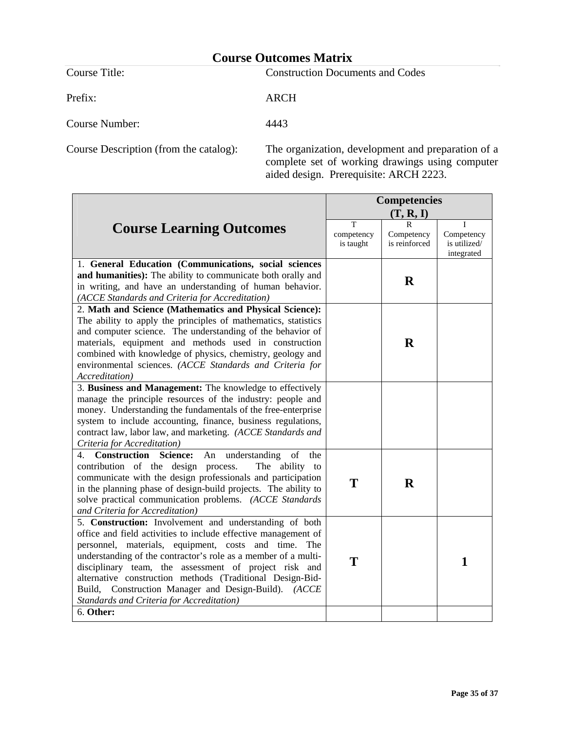# Course Outcomes Matrix

Course Title: Construction Documents and Codes

Prefix: ARCH

Course Number: 4443

Course Description (from the catalog): The organization, development and preparation of a complete set of working drawings using computer aided design. Prerequisite: ARCH 2223.

| Course Learning Outcomes | Competencies (T, R, I) | | |
|---|---|---|---|
| | T competency is taught | R Competency is reinforced | I Competency is utilized/ integrated |
| 1. **General Education (Communications, social sciences and humanities):** The ability to communicate both orally and in writing, and have an understanding of human behavior. *(ACCE Standards and Criteria for Accreditation)* | | **R** | |
| 2. **Math and Science (Mathematics and Physical Science):** The ability to apply the principles of mathematics, statistics and computer science. The understanding of the behavior of materials, equipment and methods used in construction combined with knowledge of physics, chemistry, geology and environmental sciences. *(ACCE Standards and Criteria for Accreditation)* | | **R** | |
| 3. **Business and Management:** The knowledge to effectively manage the principle resources of the industry: people and money. Understanding the fundamentals of the free-enterprise system to include accounting, finance, business regulations, contract law, labor law, and marketing. *(ACCE Standards and Criteria for Accreditation)* | | | |
| 4. **Construction Science:** An understanding of the contribution of the design process. The ability to communicate with the design professionals and participation in the planning phase of design-build projects. The ability to solve practical communication problems. *(ACCE Standards and Criteria for Accreditation)* | **T** | **R** | |
| 5. **Construction:** Involvement and understanding of both office and field activities to include effective management of personnel, materials, equipment, costs and time. The understanding of the contractor's role as a member of a multi-disciplinary team, the assessment of project risk and alternative construction methods (Traditional Design-Bid-Build, Construction Manager and Design-Build). *(ACCE Standards and Criteria for Accreditation)* | **T** | | **1** |
| 6. **Other:** | | | |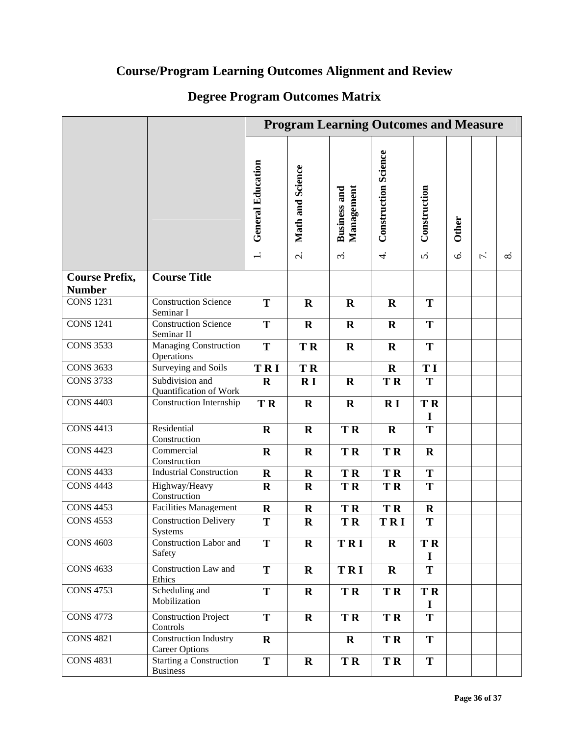# Course/Program Learning Outcomes Alignment and Review

## Degree Program Outcomes Matrix

| | | Program Learning Outcomes and Measure | | | | | | | |
|---|---|---|---|---|---|---|---|---|---|
| | | 1. General Education | 2. Math and Science | 3. Business and Management | 4. Construction Science | 5. Construction | 6. Other | 7. | 8. |
| **Course Prefix, Number** | **Course Title** | | | | | | | | |
| CONS 1231 | Construction Science Seminar I | **T** | **R** | **R** | **R** | **T** | | | |
| CONS 1241 | Construction Science Seminar II | **T** | **R** | **R** | **R** | **T** | | | |
| CONS 3533 | Managing Construction Operations | **T** | **T R** | **R** | **R** | **T** | | | |
| CONS 3633 | Surveying and Soils | **T R I** | **T R** | | **R** | **T I** | | | |
| CONS 3733 | Subdivision and Quantification of Work | **R** | **R I** | **R** | **T R** | **T** | | | |
| CONS 4403 | Construction Internship | **T R** | **R** | **R** | **R I** | **T R I** | | | |
| CONS 4413 | Residential Construction | **R** | **R** | **T R** | **R** | **T** | | | |
| CONS 4423 | Commercial Construction | **R** | **R** | **T R** | **T R** | **R** | | | |
| CONS 4433 | Industrial Construction | **R** | **R** | **T R** | **T R** | **T** | | | |
| CONS 4443 | Highway/Heavy Construction | **R** | **R** | **T R** | **T R** | **T** | | | |
| CONS 4453 | Facilities Management | **R** | **R** | **T R** | **T R** | **R** | | | |
| CONS 4553 | Construction Delivery Systems | **T** | **R** | **T R** | **T R I** | **T** | | | |
| CONS 4603 | Construction Labor and Safety | **T** | **R** | **T R I** | **R** | **T R I** | | | |
| CONS 4633 | Construction Law and Ethics | **T** | **R** | **T R I** | **R** | **T** | | | |
| CONS 4753 | Scheduling and Mobilization | **T** | **R** | **T R** | **T R** | **T R I** | | | |
| CONS 4773 | Construction Project Controls | **T** | **R** | **T R** | **T R** | **T** | | | |
| CONS 4821 | Construction Industry Career Options | **R** | | **R** | **T R** | **T** | | | |
| CONS 4831 | Starting a Construction Business | **T** | **R** | **T R** | **T R** | **T** | | | |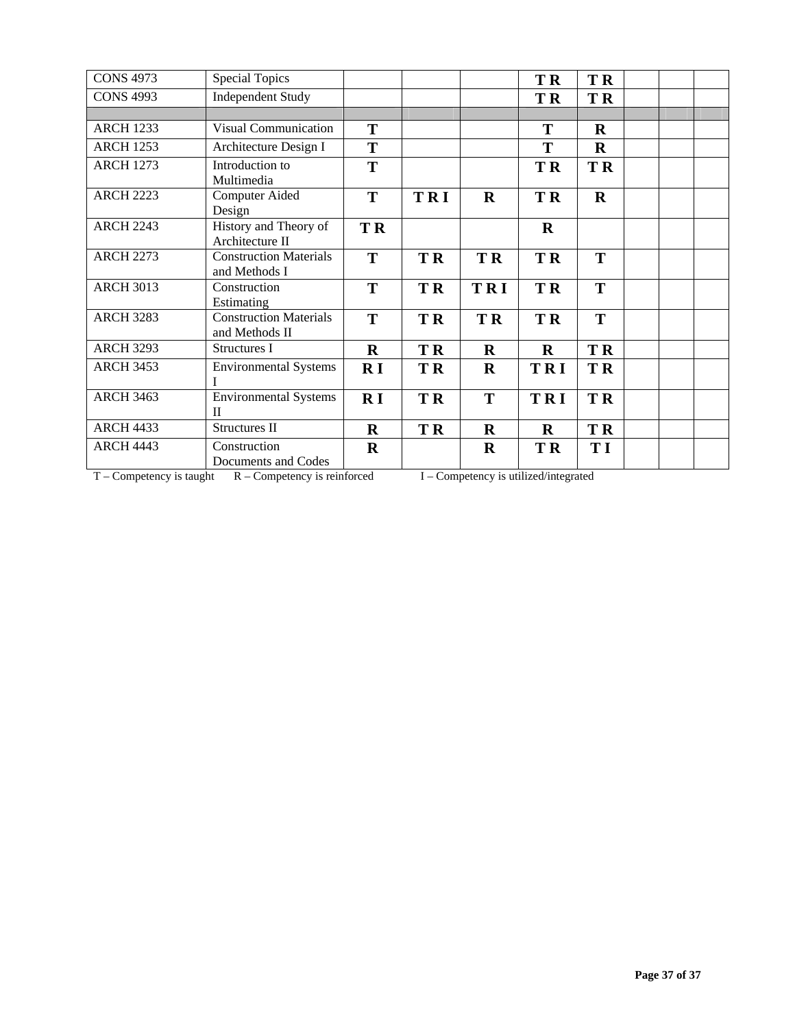| | | | | | | | | | |
|---|---|---|---|---|---|---|---|---|---|
| CONS 4973 | Special Topics | | | | **T R** | **T R** | | | |
| CONS 4993 | Independent Study | | | | **T R** | **T R** | | | |
| | | | | | | | | | |
| ARCH 1233 | Visual Communication | **T** | | | **T** | **R** | | | |
| ARCH 1253 | Architecture Design I | **T** | | | **T** | **R** | | | |
| ARCH 1273 | Introduction to Multimedia | **T** | | | **T R** | **T R** | | | |
| ARCH 2223 | Computer Aided Design | **T** | **T R I** | **R** | **T R** | **R** | | | |
| ARCH 2243 | History and Theory of Architecture II | **T R** | | | **R** | | | | |
| ARCH 2273 | Construction Materials and Methods I | **T** | **T R** | **T R** | **T R** | **T** | | | |
| ARCH 3013 | Construction Estimating | **T** | **T R** | **T R I** | **T R** | **T** | | | |
| ARCH 3283 | Construction Materials and Methods II | **T** | **T R** | **T R** | **T R** | **T** | | | |
| ARCH 3293 | Structures I | **R** | **T R** | **R** | **R** | **T R** | | | |
| ARCH 3453 | Environmental Systems I | **R I** | **T R** | **R** | **T R I** | **T R** | | | |
| ARCH 3463 | Environmental Systems II | **R I** | **T R** | **T** | **T R I** | **T R** | | | |
| ARCH 4433 | Structures II | **R** | **T R** | **R** | **R** | **T R** | | | |
| ARCH 4443 | Construction Documents and Codes | **R** | | **R** | **T R** | **T I** | | | |

T – Competency is taught  R – Competency is reinforced  I – Competency is utilized/integrated